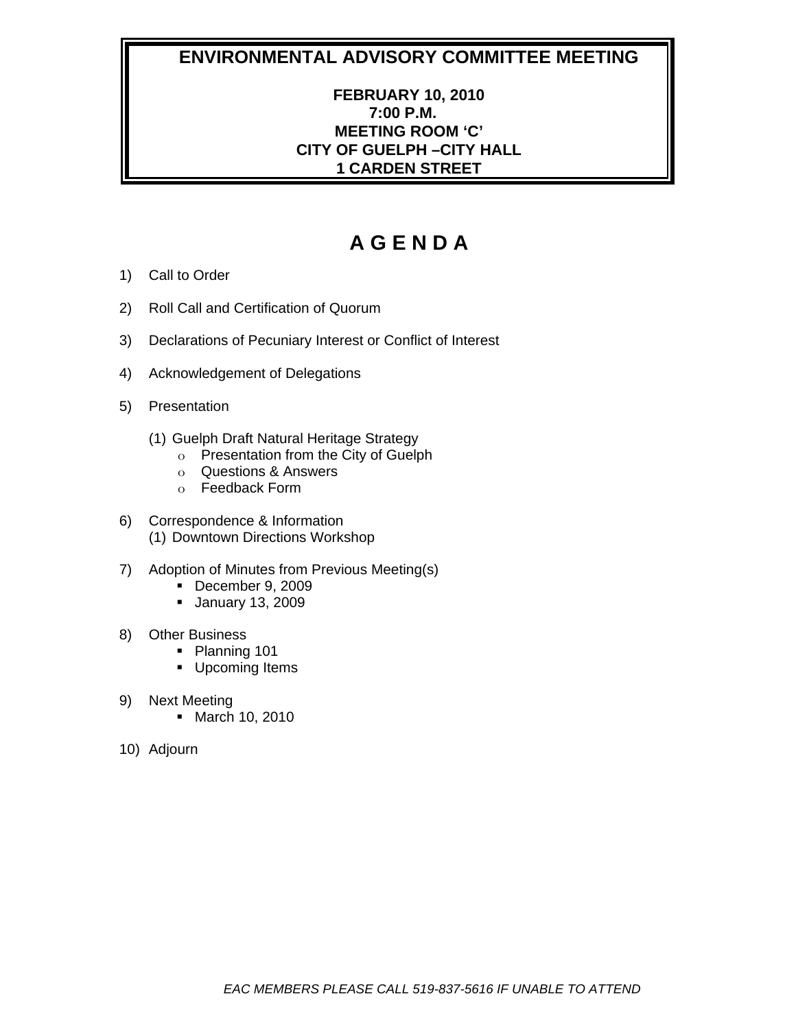# ENVIRONMENTAL ADVISORY COMMITTEE MEETING

**FEBRUARY 10, 2010**
**7:00 P.M.**
**MEETING ROOM 'C'**
**CITY OF GUELPH –CITY HALL**
**1 CARDEN STREET**

# A G E N D A

1) Call to Order

2) Roll Call and Certification of Quorum

3) Declarations of Pecuniary Interest or Conflict of Interest

4) Acknowledgement of Delegations

5) Presentation

   (1) Guelph Draft Natural Heritage Strategy
   - Presentation from the City of Guelph
   - Questions & Answers
   - Feedback Form

6) Correspondence & Information
   (1) Downtown Directions Workshop

7) Adoption of Minutes from Previous Meeting(s)
   - December 9, 2009
   - January 13, 2009

8) Other Business
   - Planning 101
   - Upcoming Items

9) Next Meeting
   - March 10, 2010

10) Adjourn

*EAC MEMBERS PLEASE CALL 519-837-5616 IF UNABLE TO ATTEND*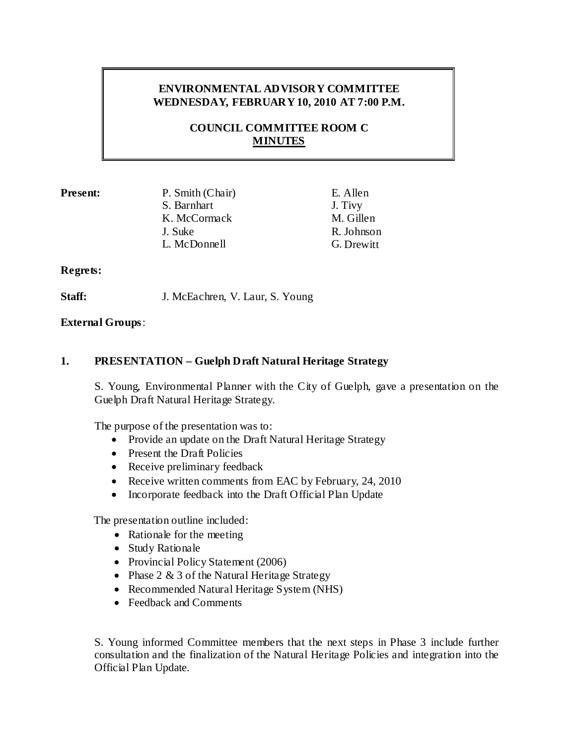# ENVIRONMENTAL ADVISORY COMMITTEE
# WEDNESDAY, FEBRUARY 10, 2010 AT 7:00 P.M.

## COUNCIL COMMITTEE ROOM C
## MINUTES

**Present:**

| | |
|---|---|
| P. Smith (Chair) | E. Allen |
| S. Barnhart | J. Tivy |
| K. McCormack | M. Gillen |
| J. Suke | R. Johnson |
| L. McDonnell | G. Drewitt |

**Regrets:**

**Staff:** J. McEachren, V. Laur, S. Young

**External Groups**:

### 1. PRESENTATION – Guelph Draft Natural Heritage Strategy

S. Young, Environmental Planner with the City of Guelph, gave a presentation on the Guelph Draft Natural Heritage Strategy.

The purpose of the presentation was to:

- Provide an update on the Draft Natural Heritage Strategy
- Present the Draft Policies
- Receive preliminary feedback
- Receive written comments from EAC by February, 24, 2010
- Incorporate feedback into the Draft Official Plan Update

The presentation outline included:

- Rationale for the meeting
- Study Rationale
- Provincial Policy Statement (2006)
- Phase 2 & 3 of the Natural Heritage Strategy
- Recommended Natural Heritage System (NHS)
- Feedback and Comments

S. Young informed Committee members that the next steps in Phase 3 include further consultation and the finalization of the Natural Heritage Policies and integration into the Official Plan Update.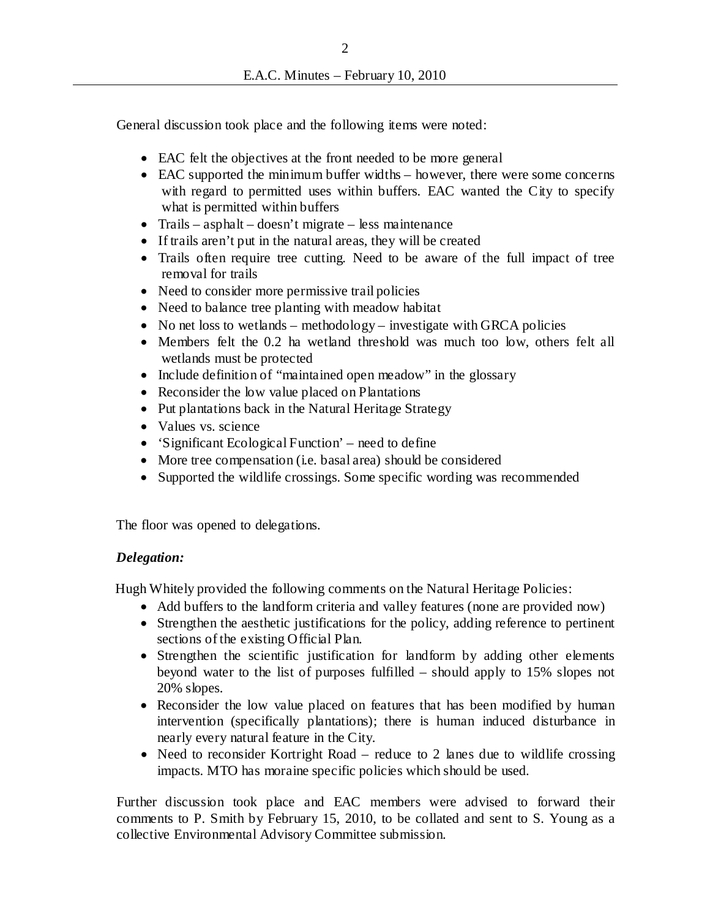General discussion took place and the following items were noted:

- EAC felt the objectives at the front needed to be more general
- EAC supported the minimum buffer widths – however, there were some concerns with regard to permitted uses within buffers. EAC wanted the City to specify what is permitted within buffers
- Trails – asphalt – doesn't migrate – less maintenance
- If trails aren't put in the natural areas, they will be created
- Trails often require tree cutting. Need to be aware of the full impact of tree removal for trails
- Need to consider more permissive trail policies
- Need to balance tree planting with meadow habitat
- No net loss to wetlands – methodology – investigate with GRCA policies
- Members felt the 0.2 ha wetland threshold was much too low, others felt all wetlands must be protected
- Include definition of "maintained open meadow" in the glossary
- Reconsider the low value placed on Plantations
- Put plantations back in the Natural Heritage Strategy
- Values vs. science
- 'Significant Ecological Function' – need to define
- More tree compensation (i.e. basal area) should be considered
- Supported the wildlife crossings. Some specific wording was recommended

The floor was opened to delegations.

***Delegation:***

Hugh Whitely provided the following comments on the Natural Heritage Policies:

- Add buffers to the landform criteria and valley features (none are provided now)
- Strengthen the aesthetic justifications for the policy, adding reference to pertinent sections of the existing Official Plan.
- Strengthen the scientific justification for landform by adding other elements beyond water to the list of purposes fulfilled – should apply to 15% slopes not 20% slopes.
- Reconsider the low value placed on features that has been modified by human intervention (specifically plantations); there is human induced disturbance in nearly every natural feature in the City.
- Need to reconsider Kortright Road – reduce to 2 lanes due to wildlife crossing impacts. MTO has moraine specific policies which should be used.

Further discussion took place and EAC members were advised to forward their comments to P. Smith by February 15, 2010, to be collated and sent to S. Young as a collective Environmental Advisory Committee submission.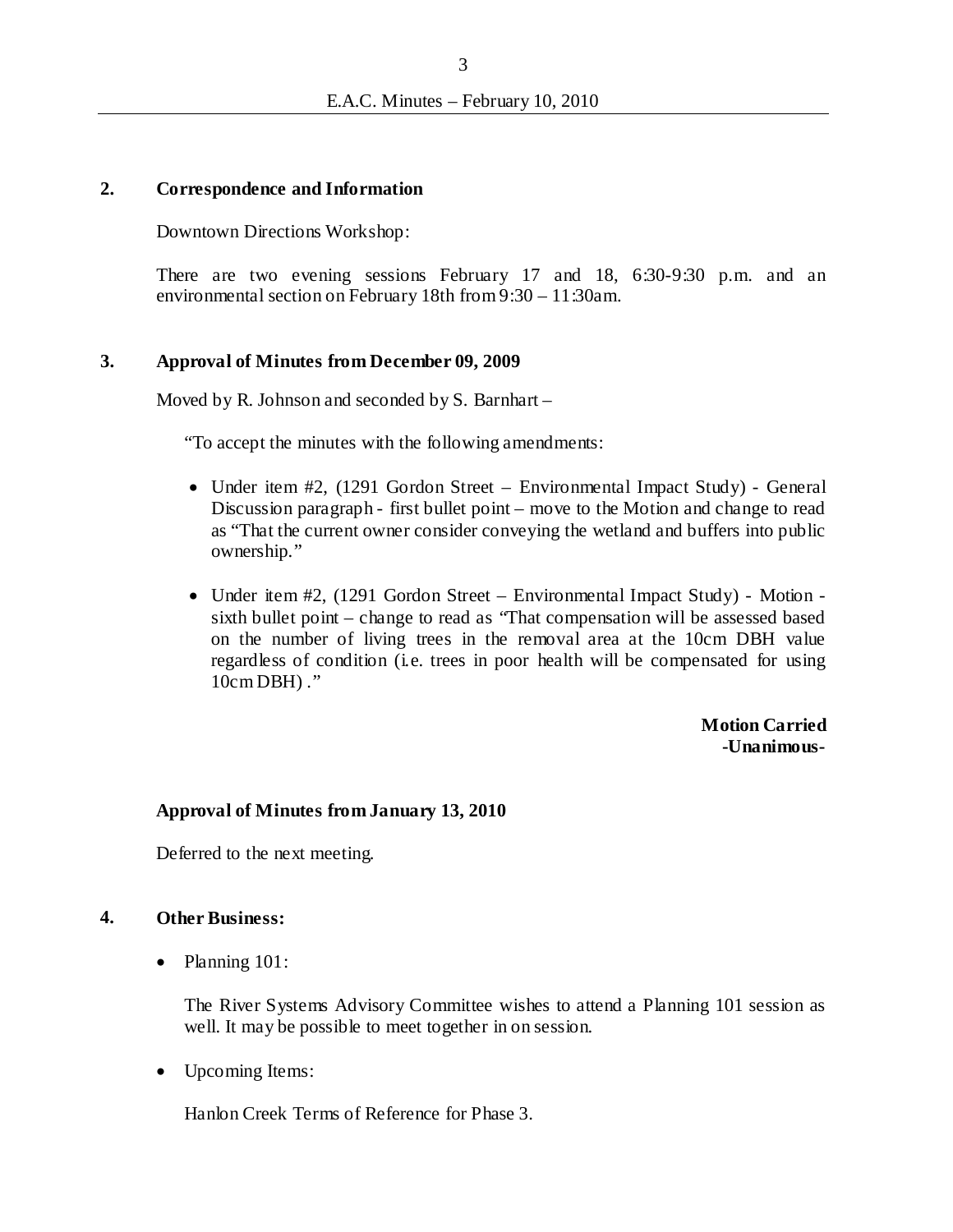## 2. Correspondence and Information

Downtown Directions Workshop:

There are two evening sessions February 17 and 18, 6:30-9:30 p.m. and an environmental section on February 18th from 9:30 – 11:30am.

## 3. Approval of Minutes from December 09, 2009

Moved by R. Johnson and seconded by S. Barnhart –

"To accept the minutes with the following amendments:

- Under item #2, (1291 Gordon Street – Environmental Impact Study) - General Discussion paragraph - first bullet point – move to the Motion and change to read as "That the current owner consider conveying the wetland and buffers into public ownership."
- Under item #2, (1291 Gordon Street – Environmental Impact Study) - Motion - sixth bullet point – change to read as "That compensation will be assessed based on the number of living trees in the removal area at the 10cm DBH value regardless of condition (i.e. trees in poor health will be compensated for using 10cm DBH) ."

**Motion Carried**
**-Unanimous-**

### Approval of Minutes from January 13, 2010

Deferred to the next meeting.

## 4. Other Business:

- Planning 101:

  The River Systems Advisory Committee wishes to attend a Planning 101 session as well. It may be possible to meet together in on session.

- Upcoming Items:

  Hanlon Creek Terms of Reference for Phase 3.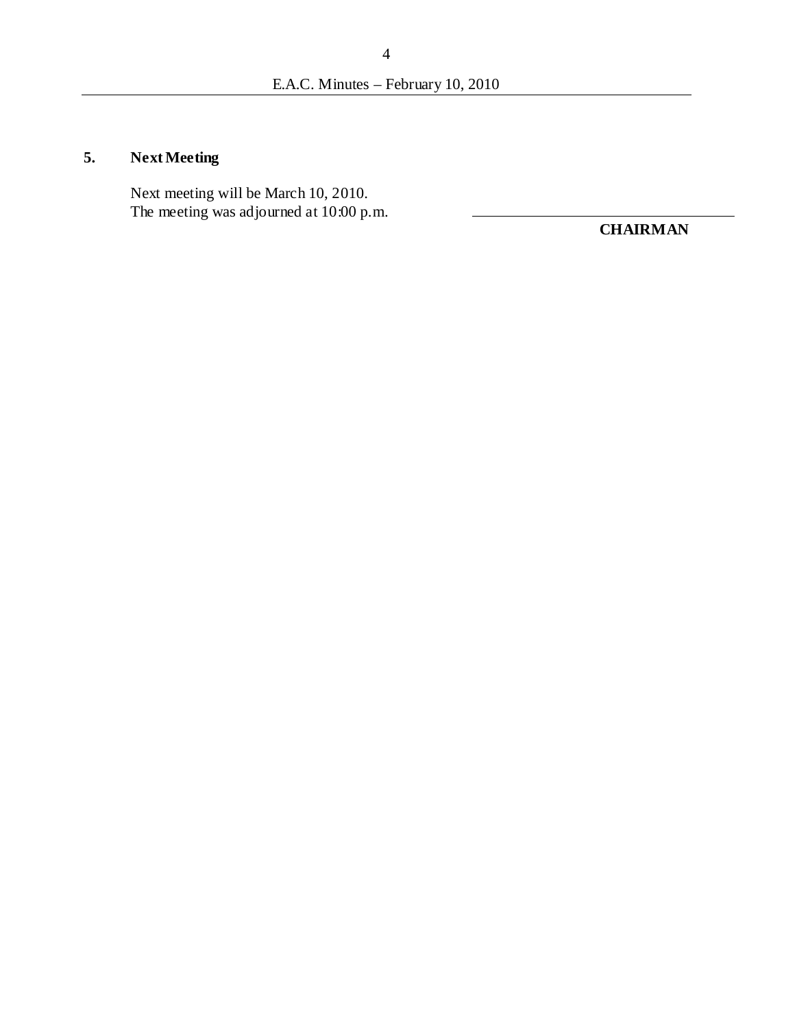## 5. Next Meeting

Next meeting will be March 10, 2010.
The meeting was adjourned at 10:00 p.m.

\_\_\_\_\_\_\_\_\_\_\_\_\_\_\_\_\_\_\_\_\_\_\_\_\_\_\_\_\_\_

**CHAIRMAN**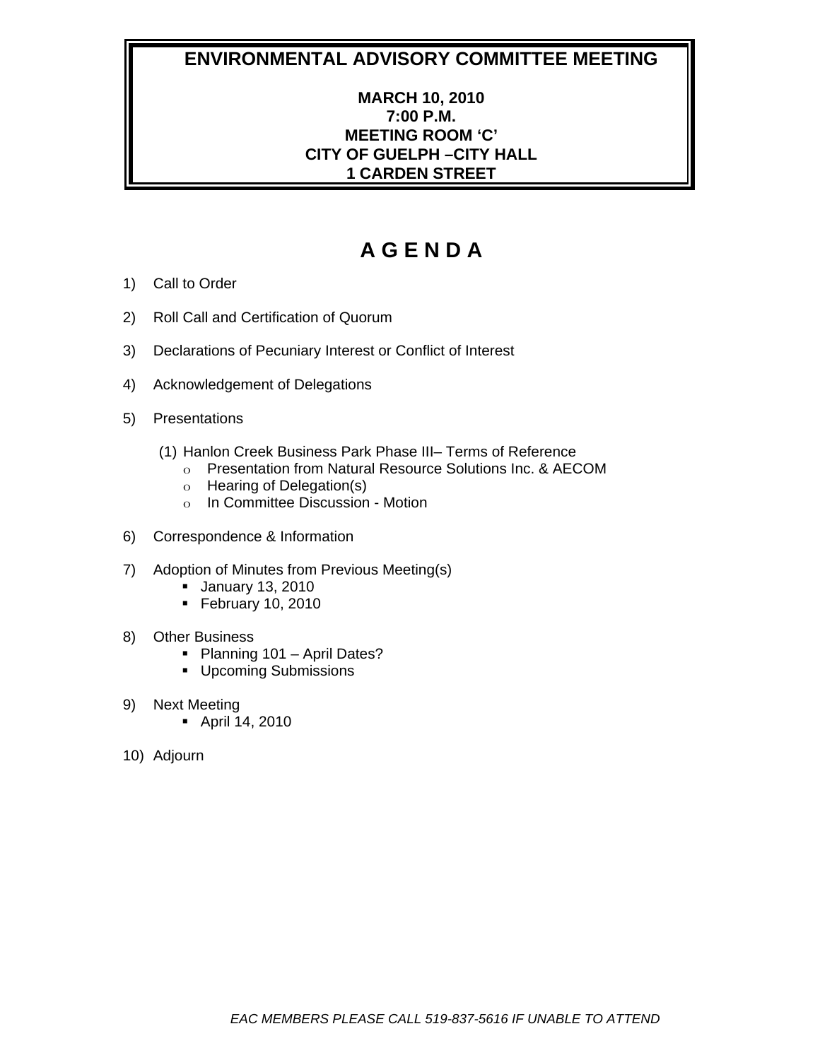# ENVIRONMENTAL ADVISORY COMMITTEE MEETING

**MARCH 10, 2010**
**7:00 P.M.**
**MEETING ROOM 'C'**
**CITY OF GUELPH –CITY HALL**
**1 CARDEN STREET**

## A G E N D A

1) Call to Order

2) Roll Call and Certification of Quorum

3) Declarations of Pecuniary Interest or Conflict of Interest

4) Acknowledgement of Delegations

5) Presentations

   (1) Hanlon Creek Business Park Phase III– Terms of Reference
   - Presentation from Natural Resource Solutions Inc. & AECOM
   - Hearing of Delegation(s)
   - In Committee Discussion - Motion

6) Correspondence & Information

7) Adoption of Minutes from Previous Meeting(s)
   - January 13, 2010
   - February 10, 2010

8) Other Business
   - Planning 101 – April Dates?
   - Upcoming Submissions

9) Next Meeting
   - April 14, 2010

10) Adjourn

*EAC MEMBERS PLEASE CALL 519-837-5616 IF UNABLE TO ATTEND*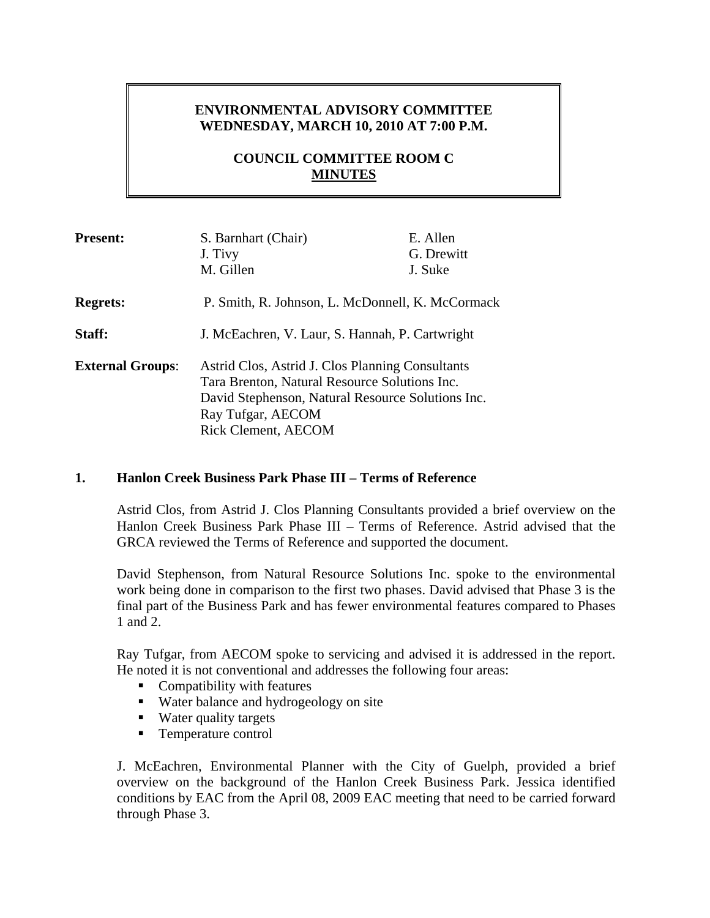**ENVIRONMENTAL ADVISORY COMMITTEE**
**WEDNESDAY, MARCH 10, 2010 AT 7:00 P.M.**

**COUNCIL COMMITTEE ROOM C**
**MINUTES**

| | | |
|---|---|---|
| **Present:** | S. Barnhart (Chair) | E. Allen |
| | J. Tivy | G. Drewitt |
| | M. Gillen | J. Suke |
| **Regrets:** | P. Smith, R. Johnson, L. McDonnell, K. McCormack | |
| **Staff:** | J. McEachren, V. Laur, S. Hannah, P. Cartwright | |
| **External Groups**: | Astrid Clos, Astrid J. Clos Planning Consultants | |
| | Tara Brenton, Natural Resource Solutions Inc. | |
| | David Stephenson, Natural Resource Solutions Inc. | |
| | Ray Tufgar, AECOM | |
| | Rick Clement, AECOM | |

## 1. Hanlon Creek Business Park Phase III – Terms of Reference

Astrid Clos, from Astrid J. Clos Planning Consultants provided a brief overview on the Hanlon Creek Business Park Phase III – Terms of Reference. Astrid advised that the GRCA reviewed the Terms of Reference and supported the document.

David Stephenson, from Natural Resource Solutions Inc. spoke to the environmental work being done in comparison to the first two phases. David advised that Phase 3 is the final part of the Business Park and has fewer environmental features compared to Phases 1 and 2.

Ray Tufgar, from AECOM spoke to servicing and advised it is addressed in the report. He noted it is not conventional and addresses the following four areas:

- Compatibility with features
- Water balance and hydrogeology on site
- Water quality targets
- Temperature control

J. McEachren, Environmental Planner with the City of Guelph, provided a brief overview on the background of the Hanlon Creek Business Park. Jessica identified conditions by EAC from the April 08, 2009 EAC meeting that need to be carried forward through Phase 3.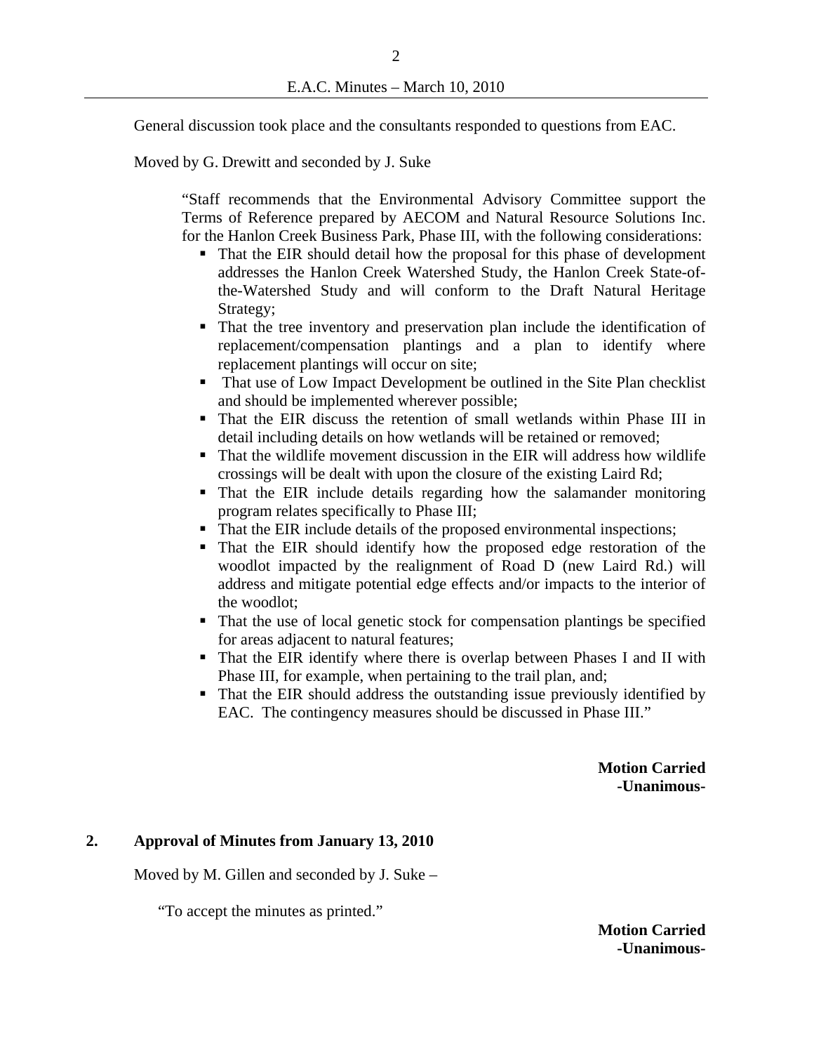General discussion took place and the consultants responded to questions from EAC.

Moved by G. Drewitt and seconded by J. Suke

> "Staff recommends that the Environmental Advisory Committee support the Terms of Reference prepared by AECOM and Natural Resource Solutions Inc. for the Hanlon Creek Business Park, Phase III, with the following considerations:
>
> - That the EIR should detail how the proposal for this phase of development addresses the Hanlon Creek Watershed Study, the Hanlon Creek State-of-the-Watershed Study and will conform to the Draft Natural Heritage Strategy;
> - That the tree inventory and preservation plan include the identification of replacement/compensation plantings and a plan to identify where replacement plantings will occur on site;
> - That use of Low Impact Development be outlined in the Site Plan checklist and should be implemented wherever possible;
> - That the EIR discuss the retention of small wetlands within Phase III in detail including details on how wetlands will be retained or removed;
> - That the wildlife movement discussion in the EIR will address how wildlife crossings will be dealt with upon the closure of the existing Laird Rd;
> - That the EIR include details regarding how the salamander monitoring program relates specifically to Phase III;
> - That the EIR include details of the proposed environmental inspections;
> - That the EIR should identify how the proposed edge restoration of the woodlot impacted by the realignment of Road D (new Laird Rd.) will address and mitigate potential edge effects and/or impacts to the interior of the woodlot;
> - That the use of local genetic stock for compensation plantings be specified for areas adjacent to natural features;
> - That the EIR identify where there is overlap between Phases I and II with Phase III, for example, when pertaining to the trail plan, and;
> - That the EIR should address the outstanding issue previously identified by EAC. The contingency measures should be discussed in Phase III."

**Motion Carried**
**-Unanimous-**

## 2. Approval of Minutes from January 13, 2010

Moved by M. Gillen and seconded by J. Suke –

> "To accept the minutes as printed."

**Motion Carried**
**-Unanimous-**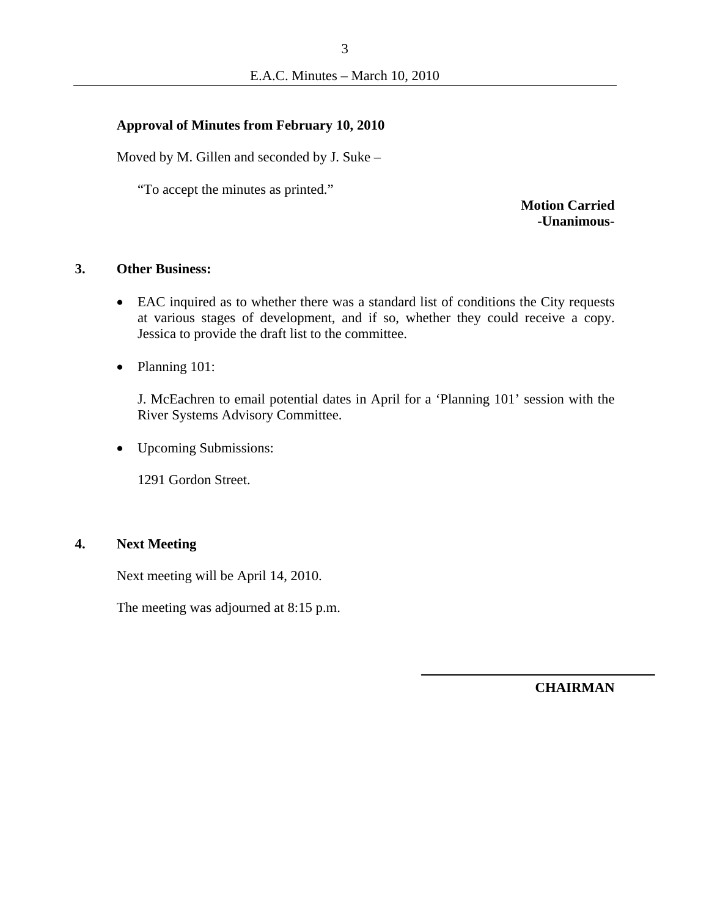## Approval of Minutes from February 10, 2010

Moved by M. Gillen and seconded by J. Suke –

"To accept the minutes as printed."

**Motion Carried**
**-Unanimous-**

## 3. Other Business:

- EAC inquired as to whether there was a standard list of conditions the City requests at various stages of development, and if so, whether they could receive a copy. Jessica to provide the draft list to the committee.

- Planning 101:

  J. McEachren to email potential dates in April for a 'Planning 101' session with the River Systems Advisory Committee.

- Upcoming Submissions:

  1291 Gordon Street.

## 4. Next Meeting

Next meeting will be April 14, 2010.

The meeting was adjourned at 8:15 p.m.

______________________________

**CHAIRMAN**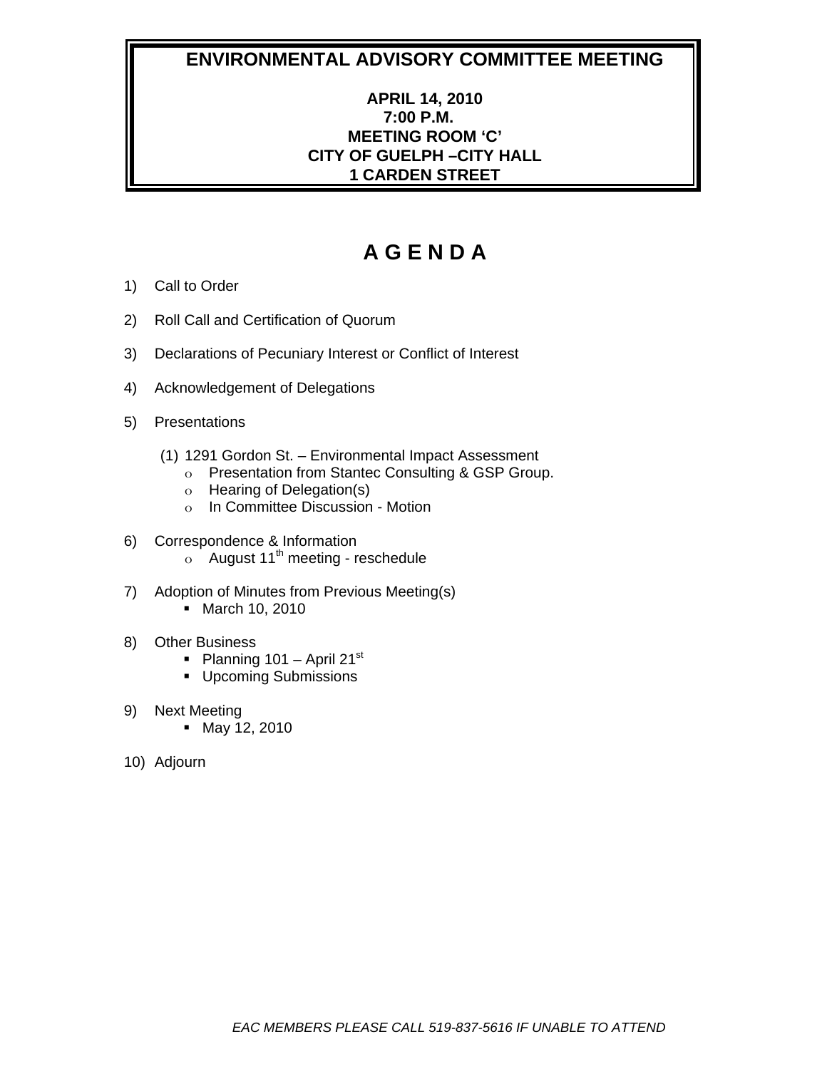# ENVIRONMENTAL ADVISORY COMMITTEE MEETING

**APRIL 14, 2010**
**7:00 P.M.**
**MEETING ROOM 'C'**
**CITY OF GUELPH –CITY HALL**
**1 CARDEN STREET**

# A G E N D A

1) Call to Order

2) Roll Call and Certification of Quorum

3) Declarations of Pecuniary Interest or Conflict of Interest

4) Acknowledgement of Delegations

5) Presentations

   (1) 1291 Gordon St. – Environmental Impact Assessment
   - Presentation from Stantec Consulting & GSP Group.
   - Hearing of Delegation(s)
   - In Committee Discussion - Motion

6) Correspondence & Information
   - August 11th meeting - reschedule

7) Adoption of Minutes from Previous Meeting(s)
   - March 10, 2010

8) Other Business
   - Planning 101 – April 21st
   - Upcoming Submissions

9) Next Meeting
   - May 12, 2010

10) Adjourn

*EAC MEMBERS PLEASE CALL 519-837-5616 IF UNABLE TO ATTEND*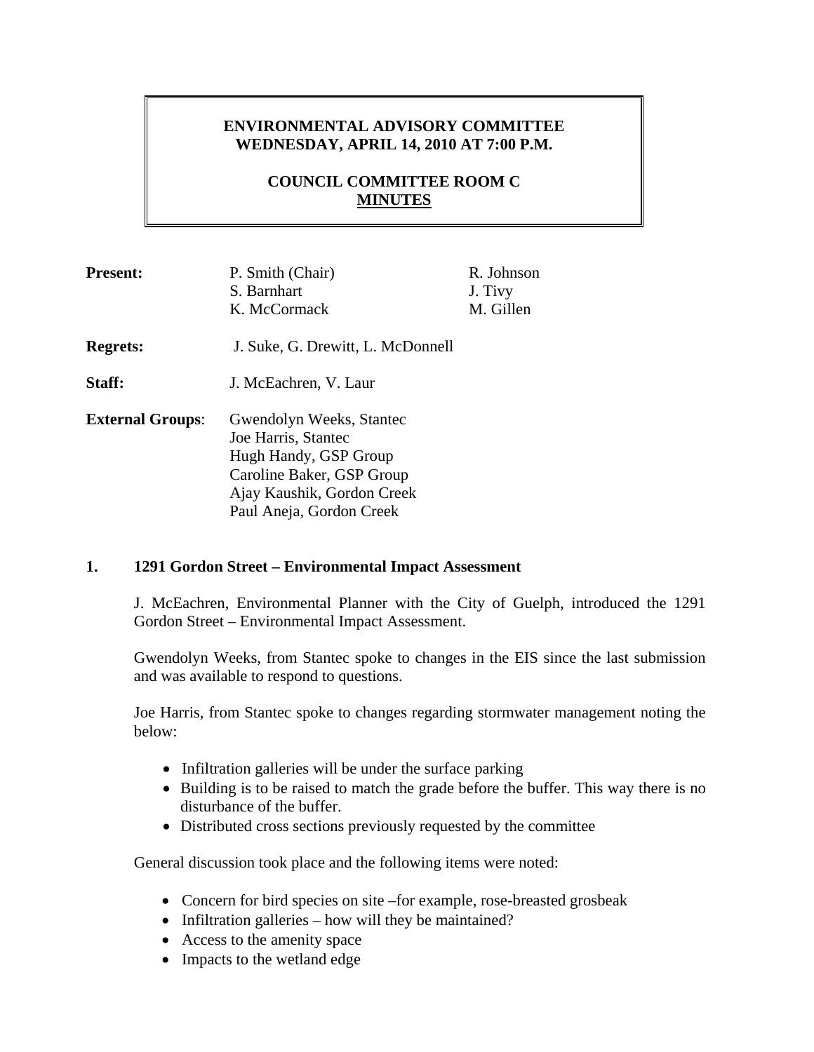# ENVIRONMENTAL ADVISORY COMMITTEE
## WEDNESDAY, APRIL 14, 2010 AT 7:00 P.M.

## COUNCIL COMMITTEE ROOM C
## MINUTES

| | | |
|---|---|---|
| **Present:** | P. Smith (Chair) | R. Johnson |
| | S. Barnhart | J. Tivy |
| | K. McCormack | M. Gillen |
| **Regrets:** | J. Suke, G. Drewitt, L. McDonnell | |
| **Staff:** | J. McEachren, V. Laur | |
| **External Groups**: | Gwendolyn Weeks, Stantec | |
| | Joe Harris, Stantec | |
| | Hugh Handy, GSP Group | |
| | Caroline Baker, GSP Group | |
| | Ajay Kaushik, Gordon Creek | |
| | Paul Aneja, Gordon Creek | |

### 1. 1291 Gordon Street – Environmental Impact Assessment

J. McEachren, Environmental Planner with the City of Guelph, introduced the 1291 Gordon Street – Environmental Impact Assessment.

Gwendolyn Weeks, from Stantec spoke to changes in the EIS since the last submission and was available to respond to questions.

Joe Harris, from Stantec spoke to changes regarding stormwater management noting the below:

- Infiltration galleries will be under the surface parking
- Building is to be raised to match the grade before the buffer. This way there is no disturbance of the buffer.
- Distributed cross sections previously requested by the committee

General discussion took place and the following items were noted:

- Concern for bird species on site –for example, rose-breasted grosbeak
- Infiltration galleries – how will they be maintained?
- Access to the amenity space
- Impacts to the wetland edge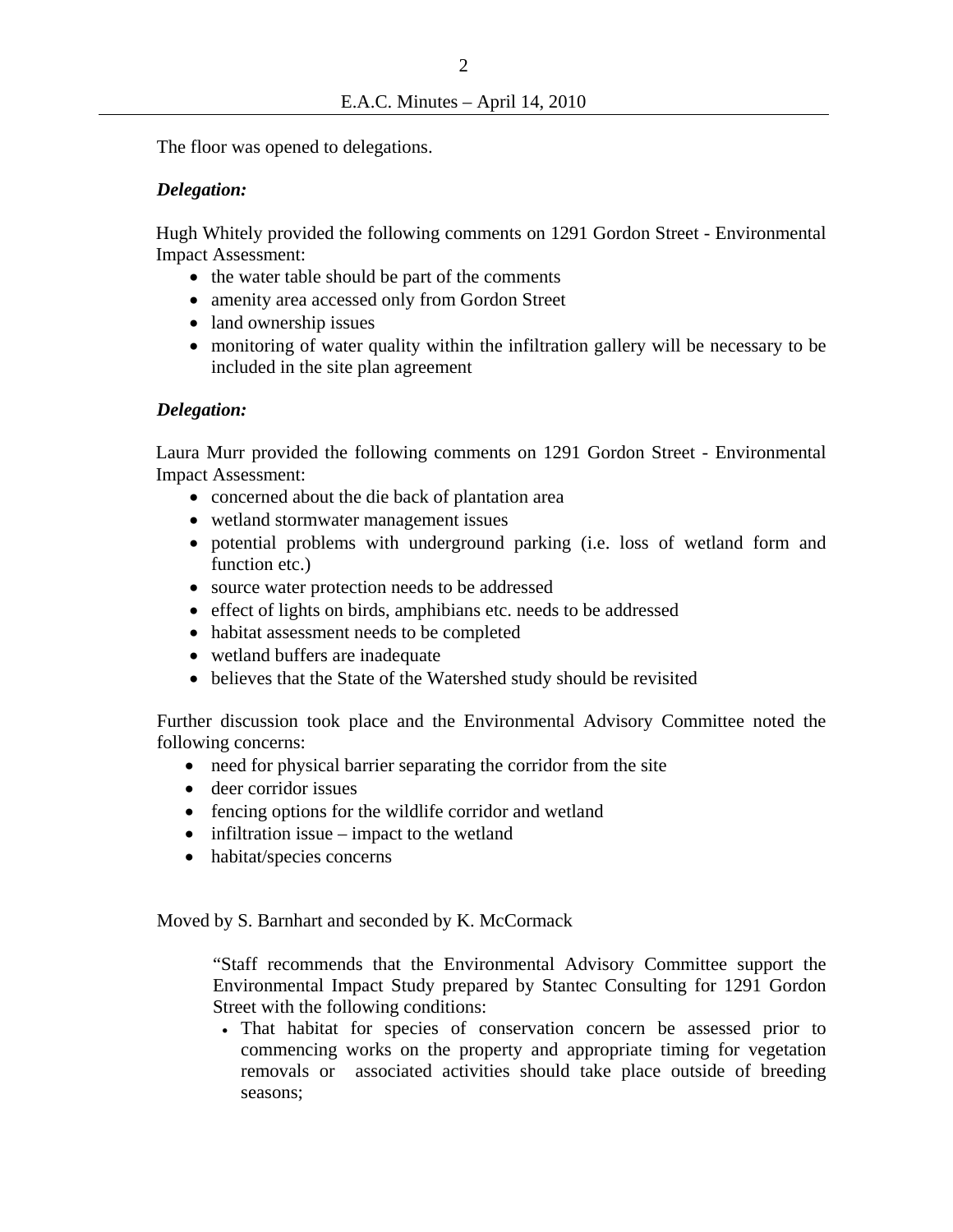The floor was opened to delegations.

***Delegation:***

Hugh Whitely provided the following comments on 1291 Gordon Street - Environmental Impact Assessment:

- the water table should be part of the comments
- amenity area accessed only from Gordon Street
- land ownership issues
- monitoring of water quality within the infiltration gallery will be necessary to be included in the site plan agreement

***Delegation:***

Laura Murr provided the following comments on 1291 Gordon Street - Environmental Impact Assessment:

- concerned about the die back of plantation area
- wetland stormwater management issues
- potential problems with underground parking (i.e. loss of wetland form and function etc.)
- source water protection needs to be addressed
- effect of lights on birds, amphibians etc. needs to be addressed
- habitat assessment needs to be completed
- wetland buffers are inadequate
- believes that the State of the Watershed study should be revisited

Further discussion took place and the Environmental Advisory Committee noted the following concerns:

- need for physical barrier separating the corridor from the site
- deer corridor issues
- fencing options for the wildlife corridor and wetland
- infiltration issue – impact to the wetland
- habitat/species concerns

Moved by S. Barnhart and seconded by K. McCormack

> "Staff recommends that the Environmental Advisory Committee support the Environmental Impact Study prepared by Stantec Consulting for 1291 Gordon Street with the following conditions:
>
> - That habitat for species of conservation concern be assessed prior to commencing works on the property and appropriate timing for vegetation removals or associated activities should take place outside of breeding seasons;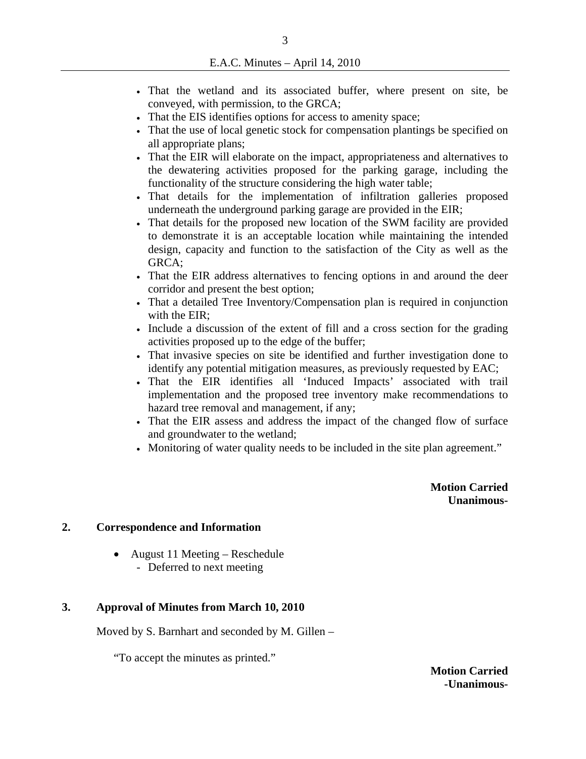- That the wetland and its associated buffer, where present on site, be conveyed, with permission, to the GRCA;
- That the EIS identifies options for access to amenity space;
- That the use of local genetic stock for compensation plantings be specified on all appropriate plans;
- That the EIR will elaborate on the impact, appropriateness and alternatives to the dewatering activities proposed for the parking garage, including the functionality of the structure considering the high water table;
- That details for the implementation of infiltration galleries proposed underneath the underground parking garage are provided in the EIR;
- That details for the proposed new location of the SWM facility are provided to demonstrate it is an acceptable location while maintaining the intended design, capacity and function to the satisfaction of the City as well as the GRCA;
- That the EIR address alternatives to fencing options in and around the deer corridor and present the best option;
- That a detailed Tree Inventory/Compensation plan is required in conjunction with the EIR;
- Include a discussion of the extent of fill and a cross section for the grading activities proposed up to the edge of the buffer;
- That invasive species on site be identified and further investigation done to identify any potential mitigation measures, as previously requested by EAC;
- That the EIR identifies all 'Induced Impacts' associated with trail implementation and the proposed tree inventory make recommendations to hazard tree removal and management, if any;
- That the EIR assess and address the impact of the changed flow of surface and groundwater to the wetland;
- Monitoring of water quality needs to be included in the site plan agreement."

**Motion Carried**
**Unanimous-**

## 2. Correspondence and Information

- August 11 Meeting – Reschedule
  - Deferred to next meeting

## 3. Approval of Minutes from March 10, 2010

Moved by S. Barnhart and seconded by M. Gillen –

"To accept the minutes as printed."

**Motion Carried**
**-Unanimous-**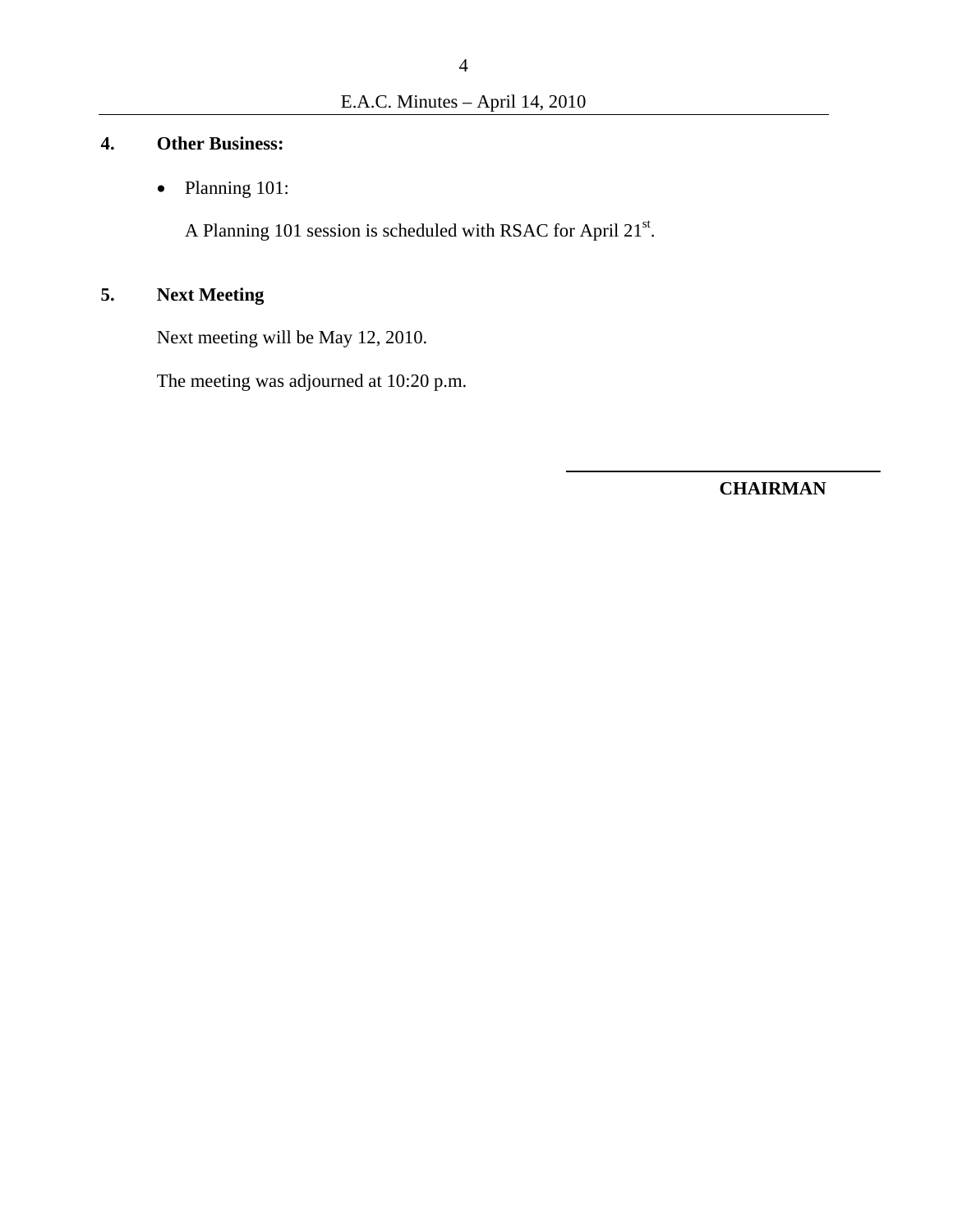## 4. Other Business:

- Planning 101:

  A Planning 101 session is scheduled with RSAC for April 21st.

## 5. Next Meeting

Next meeting will be May 12, 2010.

The meeting was adjourned at 10:20 p.m.

\_\_\_\_\_\_\_\_\_\_\_\_\_\_\_\_\_\_\_\_\_\_\_\_\_\_\_\_\_\_

**CHAIRMAN**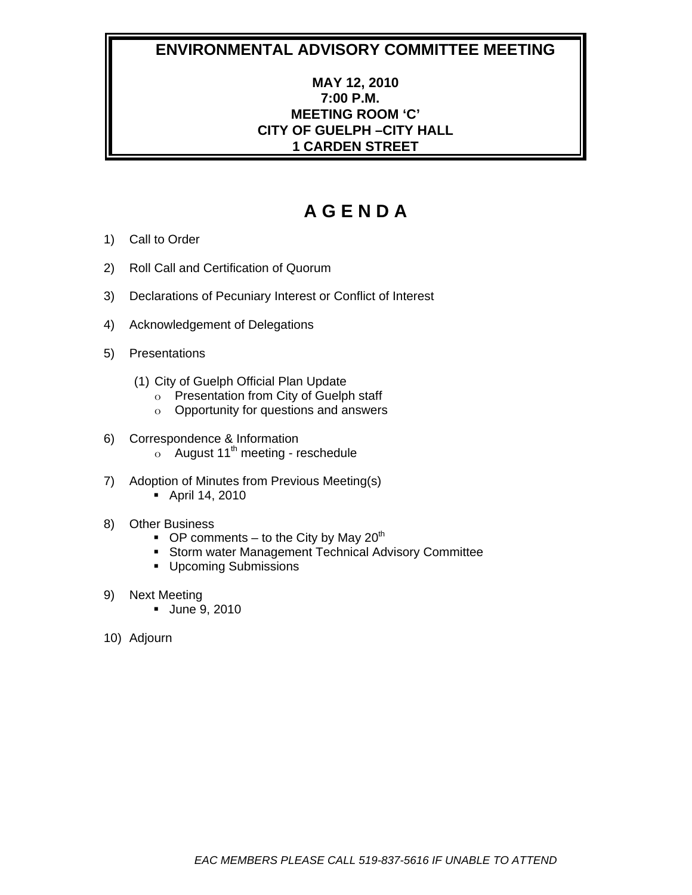# ENVIRONMENTAL ADVISORY COMMITTEE MEETING

**MAY 12, 2010**
**7:00 P.M.**
**MEETING ROOM 'C'**
**CITY OF GUELPH –CITY HALL**
**1 CARDEN STREET**

# A G E N D A

1) Call to Order

2) Roll Call and Certification of Quorum

3) Declarations of Pecuniary Interest or Conflict of Interest

4) Acknowledgement of Delegations

5) Presentations

   (1) City of Guelph Official Plan Update
      - Presentation from City of Guelph staff
      - Opportunity for questions and answers

6) Correspondence & Information
   - August 11th meeting - reschedule

7) Adoption of Minutes from Previous Meeting(s)
   - April 14, 2010

8) Other Business
   - OP comments – to the City by May 20th
   - Storm water Management Technical Advisory Committee
   - Upcoming Submissions

9) Next Meeting
   - June 9, 2010

10) Adjourn

*EAC MEMBERS PLEASE CALL 519-837-5616 IF UNABLE TO ATTEND*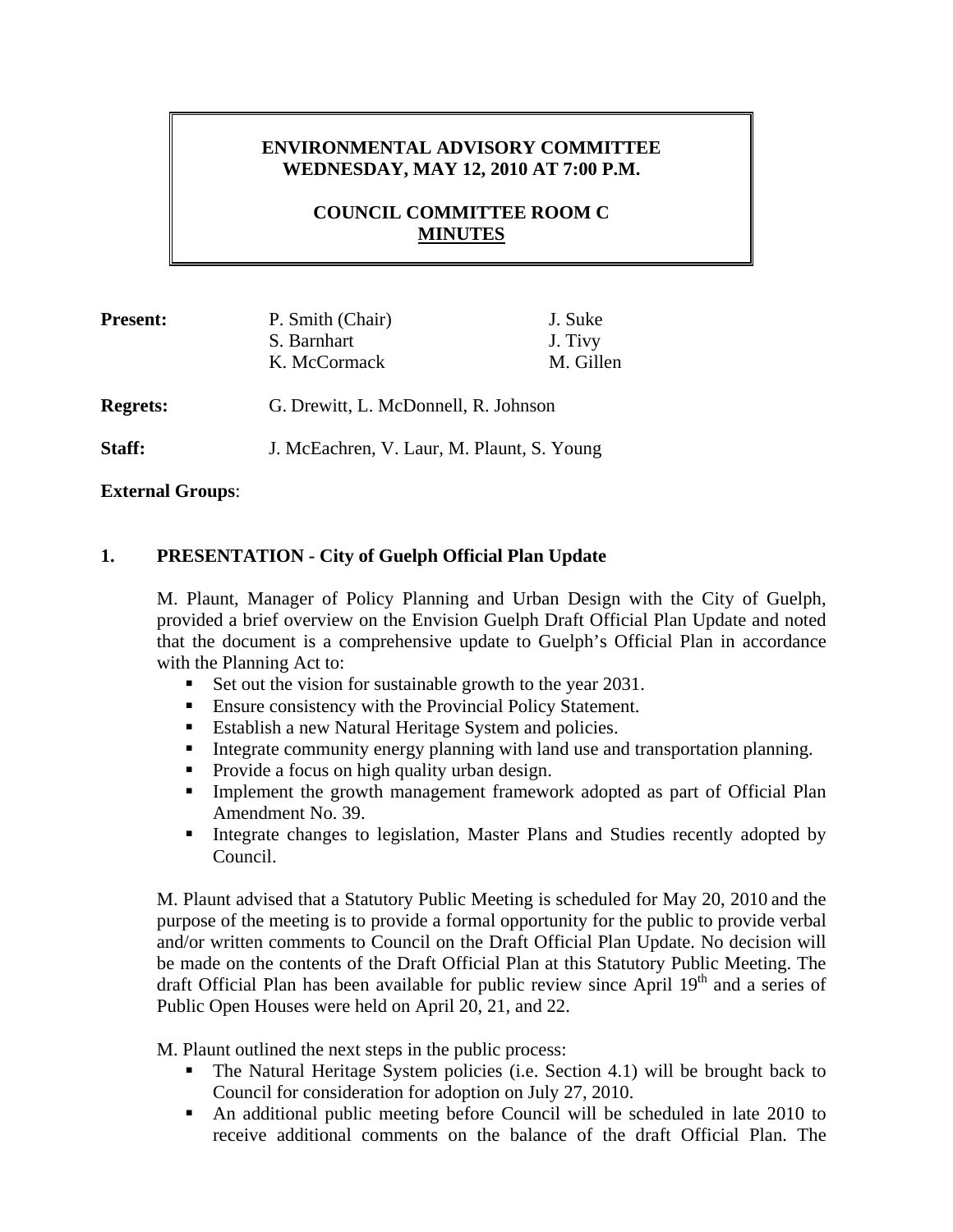# ENVIRONMENTAL ADVISORY COMMITTEE
## WEDNESDAY, MAY 12, 2010 AT 7:00 P.M.

## COUNCIL COMMITTEE ROOM C
## MINUTES

| | | |
|---|---|---|
| **Present:** | P. Smith (Chair)<br>S. Barnhart<br>K. McCormack | J. Suke<br>J. Tivy<br>M. Gillen |
| **Regrets:** | G. Drewitt, L. McDonnell, R. Johnson | |
| **Staff:** | J. McEachren, V. Laur, M. Plaunt, S. Young | |

**External Groups**:

### 1. PRESENTATION - City of Guelph Official Plan Update

M. Plaunt, Manager of Policy Planning and Urban Design with the City of Guelph, provided a brief overview on the Envision Guelph Draft Official Plan Update and noted that the document is a comprehensive update to Guelph's Official Plan in accordance with the Planning Act to:

- Set out the vision for sustainable growth to the year 2031.
- Ensure consistency with the Provincial Policy Statement.
- Establish a new Natural Heritage System and policies.
- Integrate community energy planning with land use and transportation planning.
- Provide a focus on high quality urban design.
- Implement the growth management framework adopted as part of Official Plan Amendment No. 39.
- Integrate changes to legislation, Master Plans and Studies recently adopted by Council.

M. Plaunt advised that a Statutory Public Meeting is scheduled for May 20, 2010 and the purpose of the meeting is to provide a formal opportunity for the public to provide verbal and/or written comments to Council on the Draft Official Plan Update. No decision will be made on the contents of the Draft Official Plan at this Statutory Public Meeting. The draft Official Plan has been available for public review since April 19th and a series of Public Open Houses were held on April 20, 21, and 22.

M. Plaunt outlined the next steps in the public process:

- The Natural Heritage System policies (i.e. Section 4.1) will be brought back to Council for consideration for adoption on July 27, 2010.
- An additional public meeting before Council will be scheduled in late 2010 to receive additional comments on the balance of the draft Official Plan. The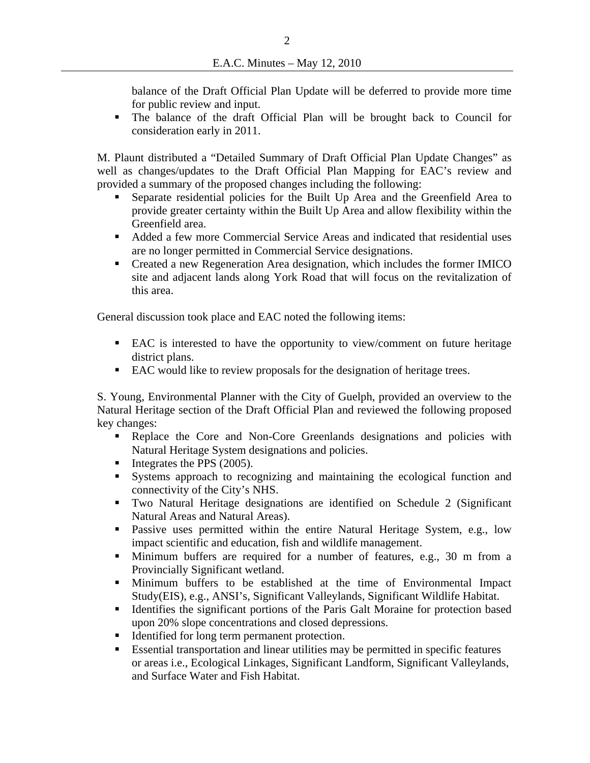balance of the Draft Official Plan Update will be deferred to provide more time for public review and input.

- The balance of the draft Official Plan will be brought back to Council for consideration early in 2011.

M. Plaunt distributed a "Detailed Summary of Draft Official Plan Update Changes" as well as changes/updates to the Draft Official Plan Mapping for EAC's review and provided a summary of the proposed changes including the following:

- Separate residential policies for the Built Up Area and the Greenfield Area to provide greater certainty within the Built Up Area and allow flexibility within the Greenfield area.
- Added a few more Commercial Service Areas and indicated that residential uses are no longer permitted in Commercial Service designations.
- Created a new Regeneration Area designation, which includes the former IMICO site and adjacent lands along York Road that will focus on the revitalization of this area.

General discussion took place and EAC noted the following items:

- EAC is interested to have the opportunity to view/comment on future heritage district plans.
- EAC would like to review proposals for the designation of heritage trees.

S. Young, Environmental Planner with the City of Guelph, provided an overview to the Natural Heritage section of the Draft Official Plan and reviewed the following proposed key changes:

- Replace the Core and Non-Core Greenlands designations and policies with Natural Heritage System designations and policies.
- Integrates the PPS (2005).
- Systems approach to recognizing and maintaining the ecological function and connectivity of the City's NHS.
- Two Natural Heritage designations are identified on Schedule 2 (Significant Natural Areas and Natural Areas).
- Passive uses permitted within the entire Natural Heritage System, e.g., low impact scientific and education, fish and wildlife management.
- Minimum buffers are required for a number of features, e.g., 30 m from a Provincially Significant wetland.
- Minimum buffers to be established at the time of Environmental Impact Study(EIS), e.g., ANSI's, Significant Valleylands, Significant Wildlife Habitat.
- Identifies the significant portions of the Paris Galt Moraine for protection based upon 20% slope concentrations and closed depressions.
- Identified for long term permanent protection.
- Essential transportation and linear utilities may be permitted in specific features or areas i.e., Ecological Linkages, Significant Landform, Significant Valleylands, and Surface Water and Fish Habitat.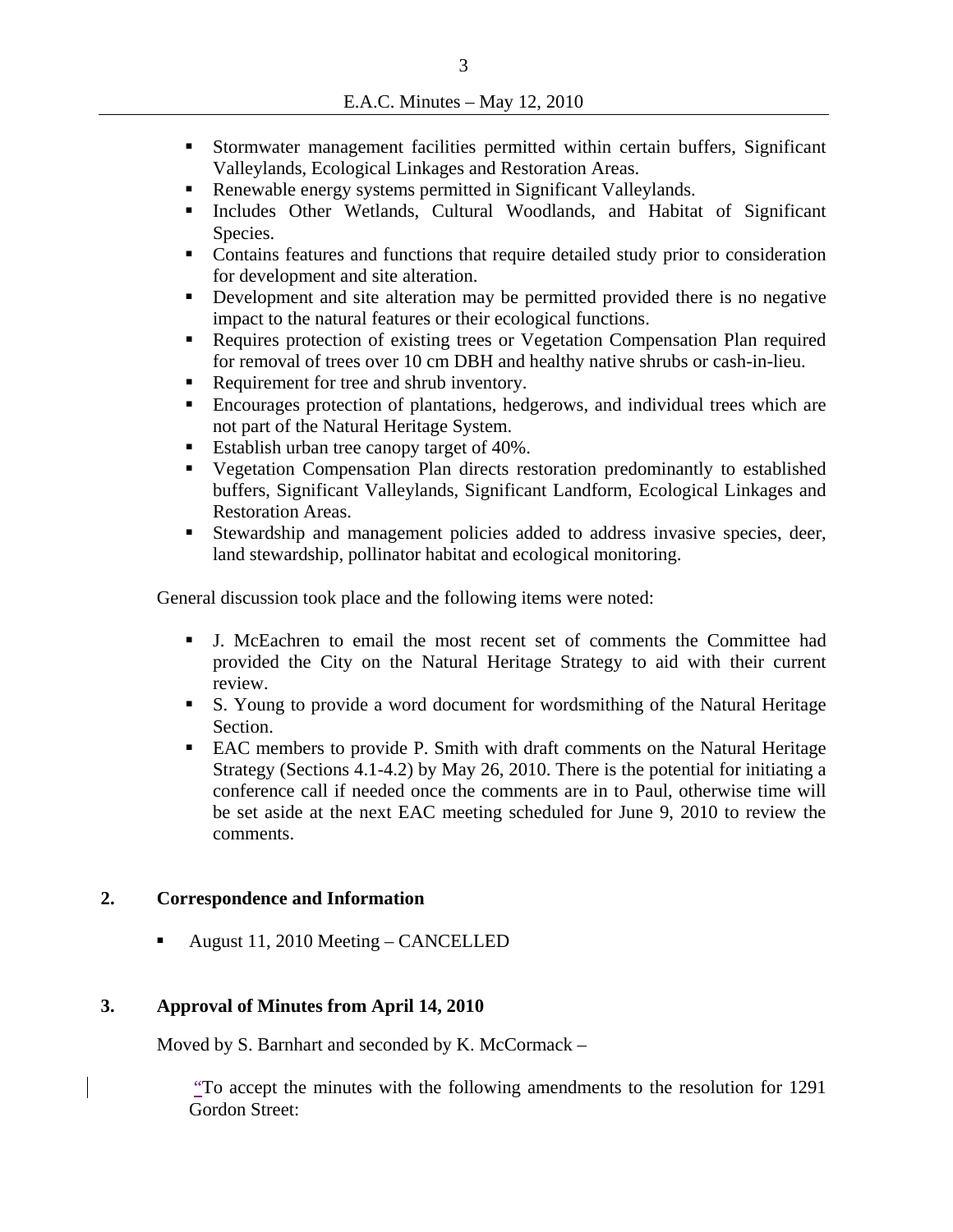- Stormwater management facilities permitted within certain buffers, Significant Valleylands, Ecological Linkages and Restoration Areas.
- Renewable energy systems permitted in Significant Valleylands.
- Includes Other Wetlands, Cultural Woodlands, and Habitat of Significant Species.
- Contains features and functions that require detailed study prior to consideration for development and site alteration.
- Development and site alteration may be permitted provided there is no negative impact to the natural features or their ecological functions.
- Requires protection of existing trees or Vegetation Compensation Plan required for removal of trees over 10 cm DBH and healthy native shrubs or cash-in-lieu.
- Requirement for tree and shrub inventory.
- Encourages protection of plantations, hedgerows, and individual trees which are not part of the Natural Heritage System.
- Establish urban tree canopy target of 40%.
- Vegetation Compensation Plan directs restoration predominantly to established buffers, Significant Valleylands, Significant Landform, Ecological Linkages and Restoration Areas.
- Stewardship and management policies added to address invasive species, deer, land stewardship, pollinator habitat and ecological monitoring.

General discussion took place and the following items were noted:

- J. McEachren to email the most recent set of comments the Committee had provided the City on the Natural Heritage Strategy to aid with their current review.
- S. Young to provide a word document for wordsmithing of the Natural Heritage Section.
- EAC members to provide P. Smith with draft comments on the Natural Heritage Strategy (Sections 4.1-4.2) by May 26, 2010. There is the potential for initiating a conference call if needed once the comments are in to Paul, otherwise time will be set aside at the next EAC meeting scheduled for June 9, 2010 to review the comments.

## 2. Correspondence and Information

- August 11, 2010 Meeting – CANCELLED

## 3. Approval of Minutes from April 14, 2010

Moved by S. Barnhart and seconded by K. McCormack –

"To accept the minutes with the following amendments to the resolution for 1291 Gordon Street: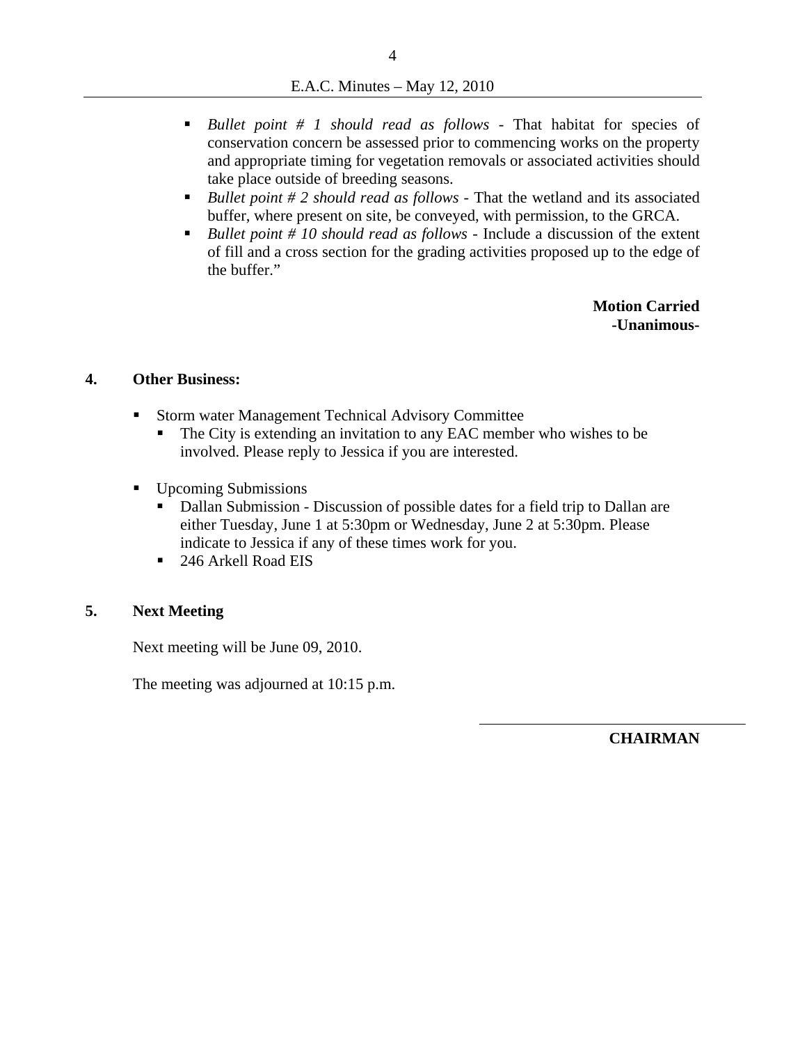- *Bullet point # 1 should read as follows* - That habitat for species of conservation concern be assessed prior to commencing works on the property and appropriate timing for vegetation removals or associated activities should take place outside of breeding seasons.
- *Bullet point # 2 should read as follows* - That the wetland and its associated buffer, where present on site, be conveyed, with permission, to the GRCA.
- *Bullet point # 10 should read as follows* - Include a discussion of the extent of fill and a cross section for the grading activities proposed up to the edge of the buffer."

**Motion Carried**
**-Unanimous-**

## 4. Other Business:

- Storm water Management Technical Advisory Committee
  - The City is extending an invitation to any EAC member who wishes to be involved. Please reply to Jessica if you are interested.

- Upcoming Submissions
  - Dallan Submission - Discussion of possible dates for a field trip to Dallan are either Tuesday, June 1 at 5:30pm or Wednesday, June 2 at 5:30pm. Please indicate to Jessica if any of these times work for you.
  - 246 Arkell Road EIS

## 5. Next Meeting

Next meeting will be June 09, 2010.

The meeting was adjourned at 10:15 p.m.

**CHAIRMAN**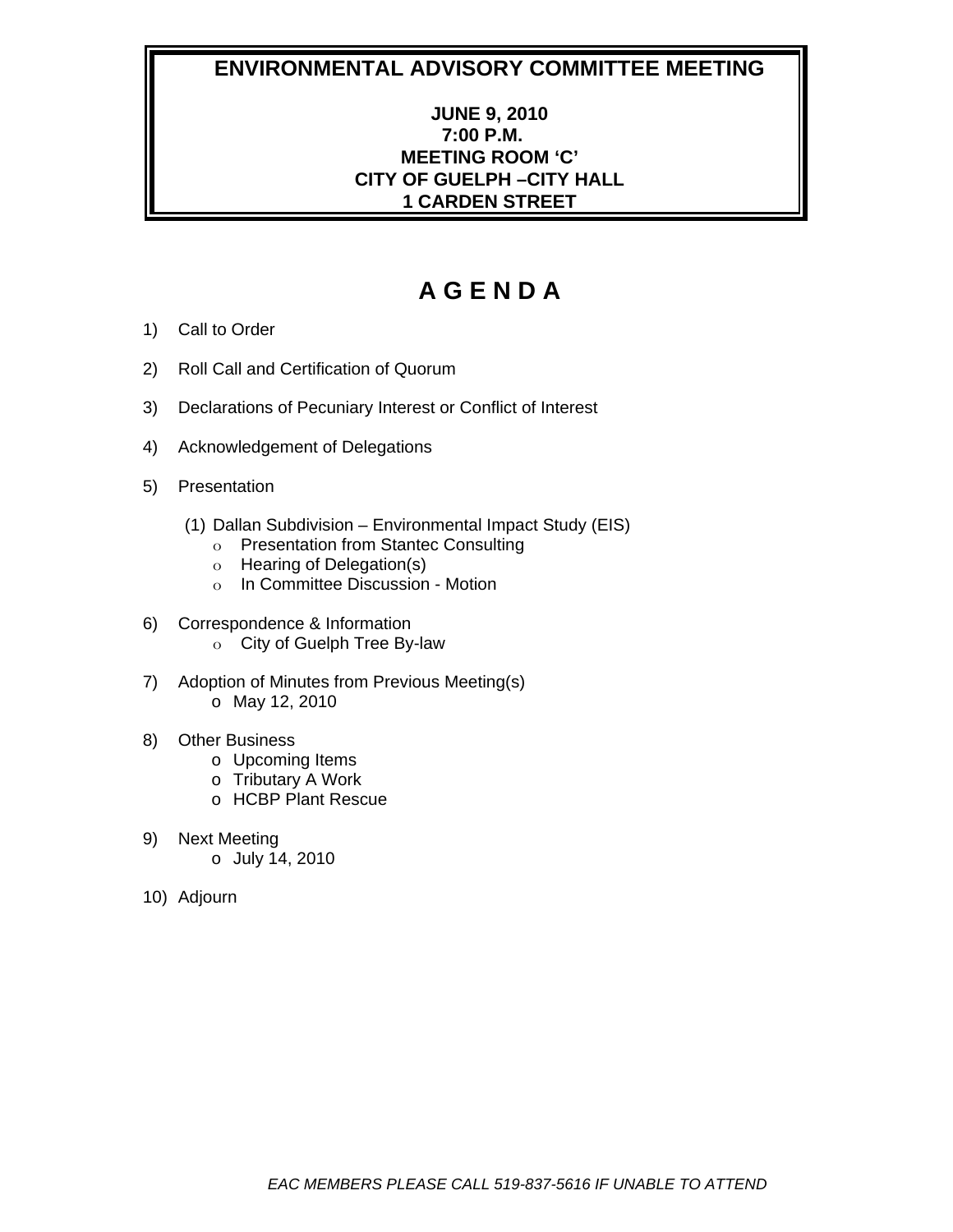# ENVIRONMENTAL ADVISORY COMMITTEE MEETING

**JUNE 9, 2010**
**7:00 P.M.**
**MEETING ROOM 'C'**
**CITY OF GUELPH –CITY HALL**
**1 CARDEN STREET**

# A G E N D A

1) Call to Order

2) Roll Call and Certification of Quorum

3) Declarations of Pecuniary Interest or Conflict of Interest

4) Acknowledgement of Delegations

5) Presentation

   (1) Dallan Subdivision – Environmental Impact Study (EIS)
   - Presentation from Stantec Consulting
   - Hearing of Delegation(s)
   - In Committee Discussion - Motion

6) Correspondence & Information
   - City of Guelph Tree By-law

7) Adoption of Minutes from Previous Meeting(s)
   - May 12, 2010

8) Other Business
   - Upcoming Items
   - Tributary A Work
   - HCBP Plant Rescue

9) Next Meeting
   - July 14, 2010

10) Adjourn

*EAC MEMBERS PLEASE CALL 519-837-5616 IF UNABLE TO ATTEND*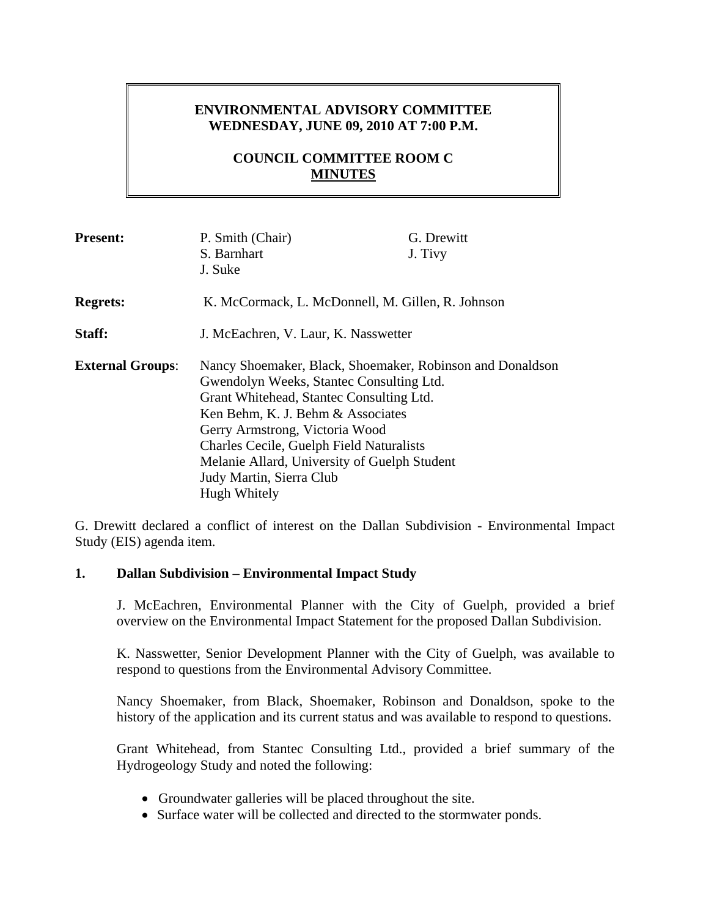**ENVIRONMENTAL ADVISORY COMMITTEE**
**WEDNESDAY, JUNE 09, 2010 AT 7:00 P.M.**

**COUNCIL COMMITTEE ROOM C**
**MINUTES**

| | | |
|---|---|---|
| **Present:** | P. Smith (Chair)<br>S. Barnhart<br>J. Suke | G. Drewitt<br>J. Tivy |
| **Regrets:** | K. McCormack, L. McDonnell, M. Gillen, R. Johnson | |
| **Staff:** | J. McEachren, V. Laur, K. Nasswetter | |
| **External Groups**: | Nancy Shoemaker, Black, Shoemaker, Robinson and Donaldson<br>Gwendolyn Weeks, Stantec Consulting Ltd.<br>Grant Whitehead, Stantec Consulting Ltd.<br>Ken Behm, K. J. Behm & Associates<br>Gerry Armstrong, Victoria Wood<br>Charles Cecile, Guelph Field Naturalists<br>Melanie Allard, University of Guelph Student<br>Judy Martin, Sierra Club<br>Hugh Whitely | |

G. Drewitt declared a conflict of interest on the Dallan Subdivision - Environmental Impact Study (EIS) agenda item.

## 1. Dallan Subdivision – Environmental Impact Study

J. McEachren, Environmental Planner with the City of Guelph, provided a brief overview on the Environmental Impact Statement for the proposed Dallan Subdivision.

K. Nasswetter, Senior Development Planner with the City of Guelph, was available to respond to questions from the Environmental Advisory Committee.

Nancy Shoemaker, from Black, Shoemaker, Robinson and Donaldson, spoke to the history of the application and its current status and was available to respond to questions.

Grant Whitehead, from Stantec Consulting Ltd., provided a brief summary of the Hydrogeology Study and noted the following:

- Groundwater galleries will be placed throughout the site.
- Surface water will be collected and directed to the stormwater ponds.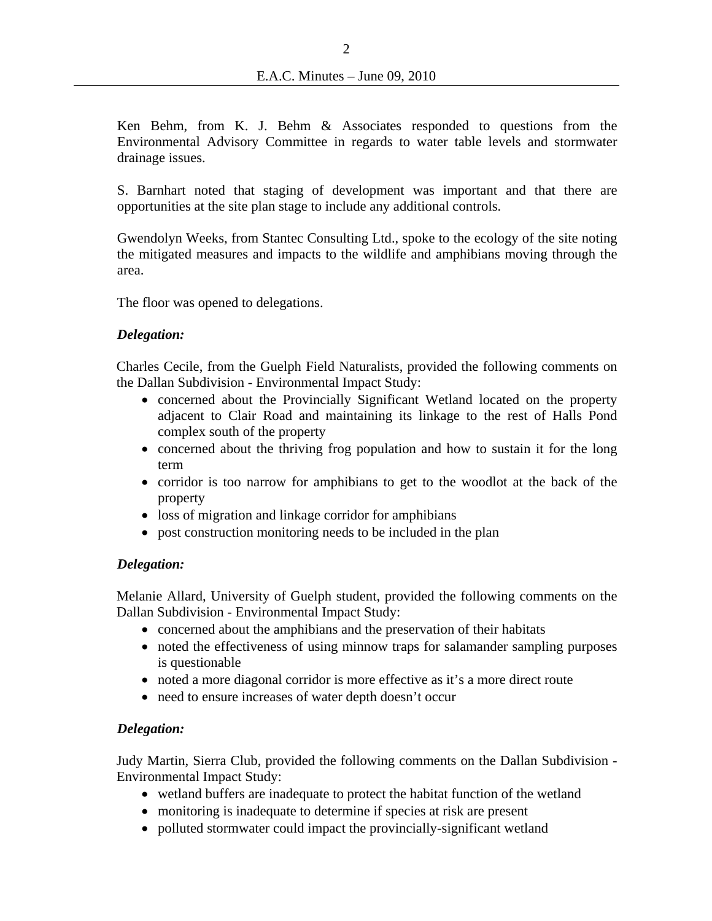Ken Behm, from K. J. Behm & Associates responded to questions from the Environmental Advisory Committee in regards to water table levels and stormwater drainage issues.

S. Barnhart noted that staging of development was important and that there are opportunities at the site plan stage to include any additional controls.

Gwendolyn Weeks, from Stantec Consulting Ltd., spoke to the ecology of the site noting the mitigated measures and impacts to the wildlife and amphibians moving through the area.

The floor was opened to delegations.

***Delegation:***

Charles Cecile, from the Guelph Field Naturalists, provided the following comments on the Dallan Subdivision - Environmental Impact Study:

- concerned about the Provincially Significant Wetland located on the property adjacent to Clair Road and maintaining its linkage to the rest of Halls Pond complex south of the property
- concerned about the thriving frog population and how to sustain it for the long term
- corridor is too narrow for amphibians to get to the woodlot at the back of the property
- loss of migration and linkage corridor for amphibians
- post construction monitoring needs to be included in the plan

***Delegation:***

Melanie Allard, University of Guelph student, provided the following comments on the Dallan Subdivision - Environmental Impact Study:

- concerned about the amphibians and the preservation of their habitats
- noted the effectiveness of using minnow traps for salamander sampling purposes is questionable
- noted a more diagonal corridor is more effective as it's a more direct route
- need to ensure increases of water depth doesn't occur

***Delegation:***

Judy Martin, Sierra Club, provided the following comments on the Dallan Subdivision - Environmental Impact Study:

- wetland buffers are inadequate to protect the habitat function of the wetland
- monitoring is inadequate to determine if species at risk are present
- polluted stormwater could impact the provincially-significant wetland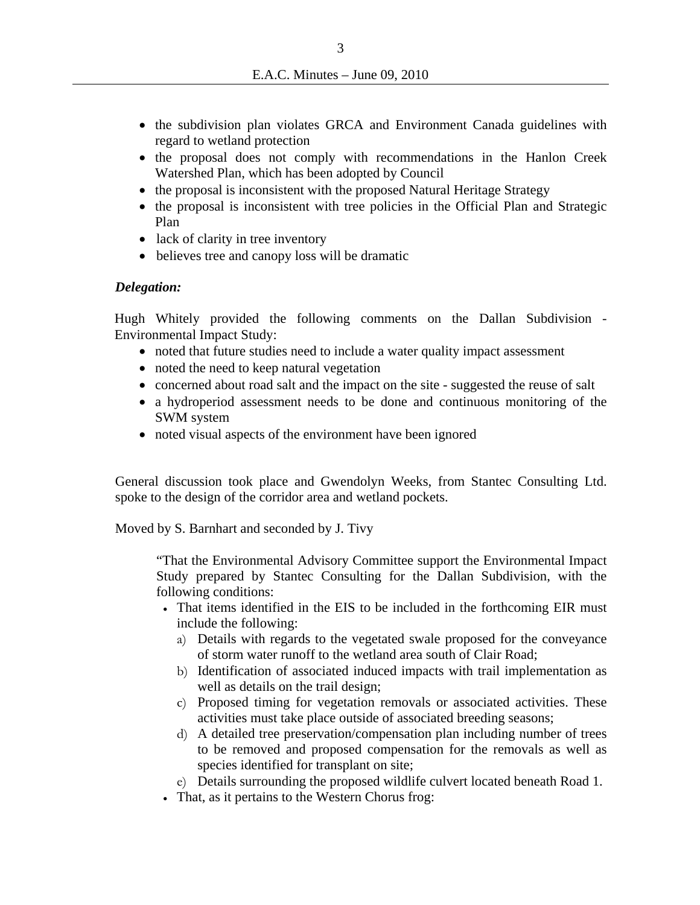- the subdivision plan violates GRCA and Environment Canada guidelines with regard to wetland protection
- the proposal does not comply with recommendations in the Hanlon Creek Watershed Plan, which has been adopted by Council
- the proposal is inconsistent with the proposed Natural Heritage Strategy
- the proposal is inconsistent with tree policies in the Official Plan and Strategic Plan
- lack of clarity in tree inventory
- believes tree and canopy loss will be dramatic

***Delegation:***

Hugh Whitely provided the following comments on the Dallan Subdivision - Environmental Impact Study:

- noted that future studies need to include a water quality impact assessment
- noted the need to keep natural vegetation
- concerned about road salt and the impact on the site - suggested the reuse of salt
- a hydroperiod assessment needs to be done and continuous monitoring of the SWM system
- noted visual aspects of the environment have been ignored

General discussion took place and Gwendolyn Weeks, from Stantec Consulting Ltd. spoke to the design of the corridor area and wetland pockets.

Moved by S. Barnhart and seconded by J. Tivy

> "That the Environmental Advisory Committee support the Environmental Impact Study prepared by Stantec Consulting for the Dallan Subdivision, with the following conditions:
>
> - That items identified in the EIS to be included in the forthcoming EIR must include the following:
>   a) Details with regards to the vegetated swale proposed for the conveyance of storm water runoff to the wetland area south of Clair Road;
>   b) Identification of associated induced impacts with trail implementation as well as details on the trail design;
>   c) Proposed timing for vegetation removals or associated activities. These activities must take place outside of associated breeding seasons;
>   d) A detailed tree preservation/compensation plan including number of trees to be removed and proposed compensation for the removals as well as species identified for transplant on site;
>   e) Details surrounding the proposed wildlife culvert located beneath Road 1.
> - That, as it pertains to the Western Chorus frog: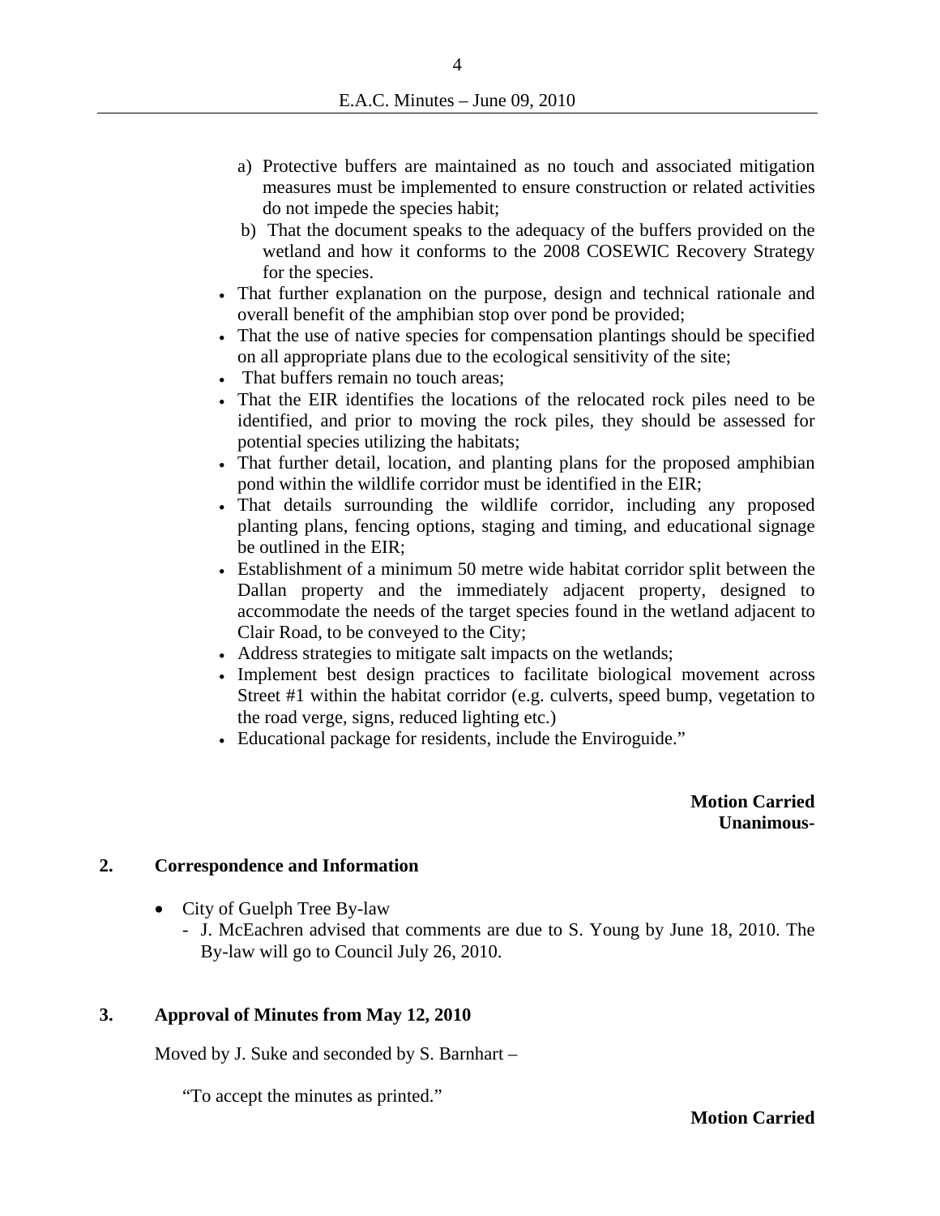a) Protective buffers are maintained as no touch and associated mitigation measures must be implemented to ensure construction or related activities do not impede the species habit;

b) That the document speaks to the adequacy of the buffers provided on the wetland and how it conforms to the 2008 COSEWIC Recovery Strategy for the species.

- That further explanation on the purpose, design and technical rationale and overall benefit of the amphibian stop over pond be provided;
- That the use of native species for compensation plantings should be specified on all appropriate plans due to the ecological sensitivity of the site;
- That buffers remain no touch areas;
- That the EIR identifies the locations of the relocated rock piles need to be identified, and prior to moving the rock piles, they should be assessed for potential species utilizing the habitats;
- That further detail, location, and planting plans for the proposed amphibian pond within the wildlife corridor must be identified in the EIR;
- That details surrounding the wildlife corridor, including any proposed planting plans, fencing options, staging and timing, and educational signage be outlined in the EIR;
- Establishment of a minimum 50 metre wide habitat corridor split between the Dallan property and the immediately adjacent property, designed to accommodate the needs of the target species found in the wetland adjacent to Clair Road, to be conveyed to the City;
- Address strategies to mitigate salt impacts on the wetlands;
- Implement best design practices to facilitate biological movement across Street #1 within the habitat corridor (e.g. culverts, speed bump, vegetation to the road verge, signs, reduced lighting etc.)
- Educational package for residents, include the Enviroguide."

**Motion Carried**
**Unanimous-**

## 2. Correspondence and Information

- City of Guelph Tree By-law
  - J. McEachren advised that comments are due to S. Young by June 18, 2010. The By-law will go to Council July 26, 2010.

## 3. Approval of Minutes from May 12, 2010

Moved by J. Suke and seconded by S. Barnhart –

"To accept the minutes as printed."

**Motion Carried**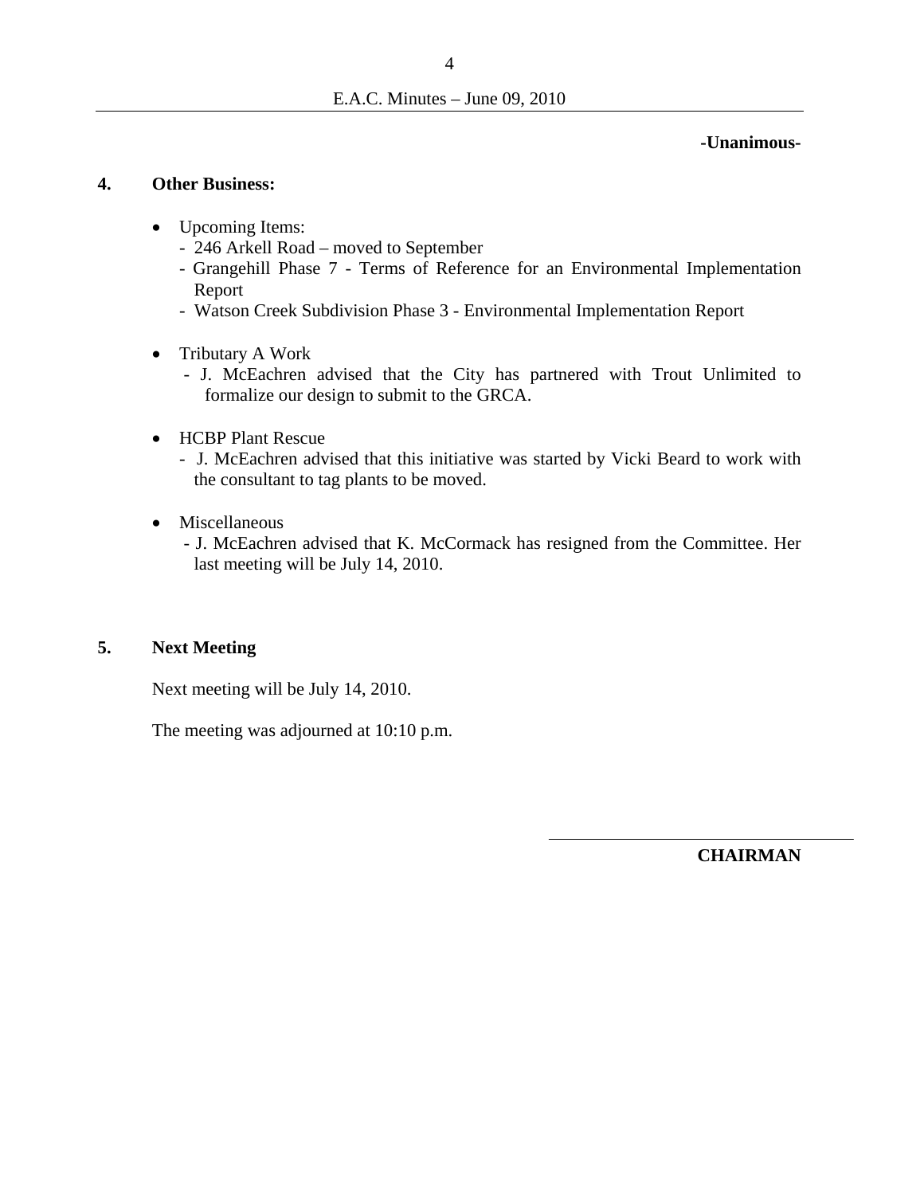**-Unanimous-**

**4. Other Business:**

- Upcoming Items:
  - 246 Arkell Road – moved to September
  - Grangehill Phase 7 - Terms of Reference for an Environmental Implementation Report
  - Watson Creek Subdivision Phase 3 - Environmental Implementation Report

- Tributary A Work
  - J. McEachren advised that the City has partnered with Trout Unlimited to formalize our design to submit to the GRCA.

- HCBP Plant Rescue
  - J. McEachren advised that this initiative was started by Vicki Beard to work with the consultant to tag plants to be moved.

- Miscellaneous
  - J. McEachren advised that K. McCormack has resigned from the Committee. Her last meeting will be July 14, 2010.

**5. Next Meeting**

Next meeting will be July 14, 2010.

The meeting was adjourned at 10:10 p.m.

______________________________

**CHAIRMAN**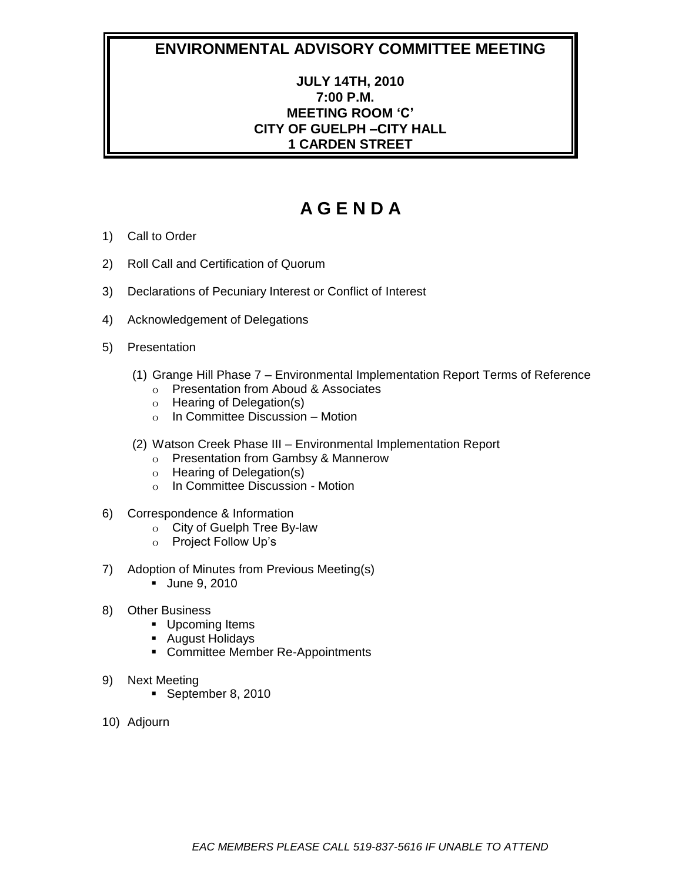# ENVIRONMENTAL ADVISORY COMMITTEE MEETING

**JULY 14TH, 2010**
**7:00 P.M.**
**MEETING ROOM 'C'**
**CITY OF GUELPH –CITY HALL**
**1 CARDEN STREET**

# A G E N D A

1) Call to Order
2) Roll Call and Certification of Quorum
3) Declarations of Pecuniary Interest or Conflict of Interest
4) Acknowledgement of Delegations
5) Presentation
   (1) Grange Hill Phase 7 – Environmental Implementation Report Terms of Reference
   - Presentation from Aboud & Associates
   - Hearing of Delegation(s)
   - In Committee Discussion – Motion

   (2) Watson Creek Phase III – Environmental Implementation Report
   - Presentation from Gambsy & Mannerow
   - Hearing of Delegation(s)
   - In Committee Discussion - Motion
6) Correspondence & Information
   - City of Guelph Tree By-law
   - Project Follow Up's
7) Adoption of Minutes from Previous Meeting(s)
   - June 9, 2010
8) Other Business
   - Upcoming Items
   - August Holidays
   - Committee Member Re-Appointments
9) Next Meeting
   - September 8, 2010
10) Adjourn

*EAC MEMBERS PLEASE CALL 519-837-5616 IF UNABLE TO ATTEND*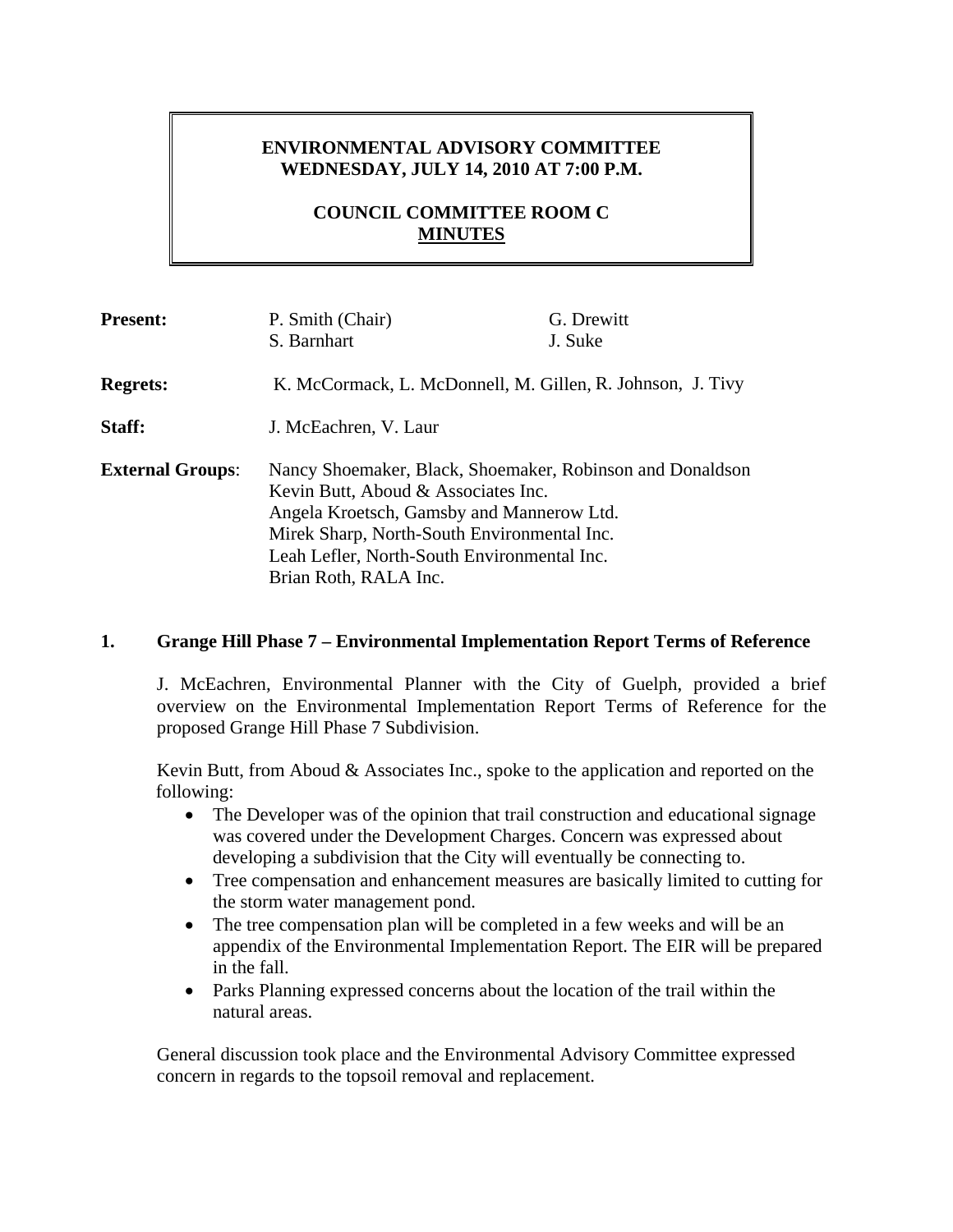**ENVIRONMENTAL ADVISORY COMMITTEE**
**WEDNESDAY, JULY 14, 2010 AT 7:00 P.M.**

**COUNCIL COMMITTEE ROOM C**
**MINUTES**

| | | |
|---|---|---|
| **Present:** | P. Smith (Chair) | G. Drewitt |
| | S. Barnhart | J. Suke |

**Regrets:** K. McCormack, L. McDonnell, M. Gillen, R. Johnson, J. Tivy

**Staff:** J. McEachren, V. Laur

**External Groups**: Nancy Shoemaker, Black, Shoemaker, Robinson and Donaldson
Kevin Butt, Aboud & Associates Inc.
Angela Kroetsch, Gamsby and Mannerow Ltd.
Mirek Sharp, North-South Environmental Inc.
Leah Lefler, North-South Environmental Inc.
Brian Roth, RALA Inc.

## 1. Grange Hill Phase 7 – Environmental Implementation Report Terms of Reference

J. McEachren, Environmental Planner with the City of Guelph, provided a brief overview on the Environmental Implementation Report Terms of Reference for the proposed Grange Hill Phase 7 Subdivision.

Kevin Butt, from Aboud & Associates Inc., spoke to the application and reported on the following:

- The Developer was of the opinion that trail construction and educational signage was covered under the Development Charges. Concern was expressed about developing a subdivision that the City will eventually be connecting to.
- Tree compensation and enhancement measures are basically limited to cutting for the storm water management pond.
- The tree compensation plan will be completed in a few weeks and will be an appendix of the Environmental Implementation Report. The EIR will be prepared in the fall.
- Parks Planning expressed concerns about the location of the trail within the natural areas.

General discussion took place and the Environmental Advisory Committee expressed concern in regards to the topsoil removal and replacement.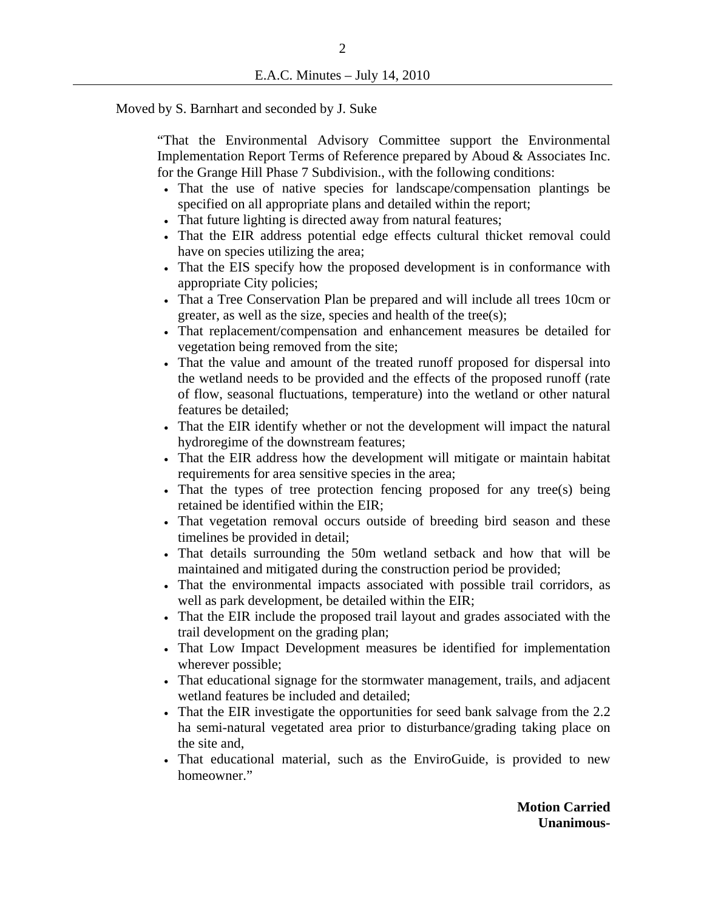Moved by S. Barnhart and seconded by J. Suke

> "That the Environmental Advisory Committee support the Environmental Implementation Report Terms of Reference prepared by Aboud & Associates Inc. for the Grange Hill Phase 7 Subdivision., with the following conditions:
>
> - That the use of native species for landscape/compensation plantings be specified on all appropriate plans and detailed within the report;
> - That future lighting is directed away from natural features;
> - That the EIR address potential edge effects cultural thicket removal could have on species utilizing the area;
> - That the EIS specify how the proposed development is in conformance with appropriate City policies;
> - That a Tree Conservation Plan be prepared and will include all trees 10cm or greater, as well as the size, species and health of the tree(s);
> - That replacement/compensation and enhancement measures be detailed for vegetation being removed from the site;
> - That the value and amount of the treated runoff proposed for dispersal into the wetland needs to be provided and the effects of the proposed runoff (rate of flow, seasonal fluctuations, temperature) into the wetland or other natural features be detailed;
> - That the EIR identify whether or not the development will impact the natural hydroregime of the downstream features;
> - That the EIR address how the development will mitigate or maintain habitat requirements for area sensitive species in the area;
> - That the types of tree protection fencing proposed for any tree(s) being retained be identified within the EIR;
> - That vegetation removal occurs outside of breeding bird season and these timelines be provided in detail;
> - That details surrounding the 50m wetland setback and how that will be maintained and mitigated during the construction period be provided;
> - That the environmental impacts associated with possible trail corridors, as well as park development, be detailed within the EIR;
> - That the EIR include the proposed trail layout and grades associated with the trail development on the grading plan;
> - That Low Impact Development measures be identified for implementation wherever possible;
> - That educational signage for the stormwater management, trails, and adjacent wetland features be included and detailed;
> - That the EIR investigate the opportunities for seed bank salvage from the 2.2 ha semi-natural vegetated area prior to disturbance/grading taking place on the site and,
> - That educational material, such as the EnviroGuide, is provided to new homeowner."

**Motion Carried**
**Unanimous-**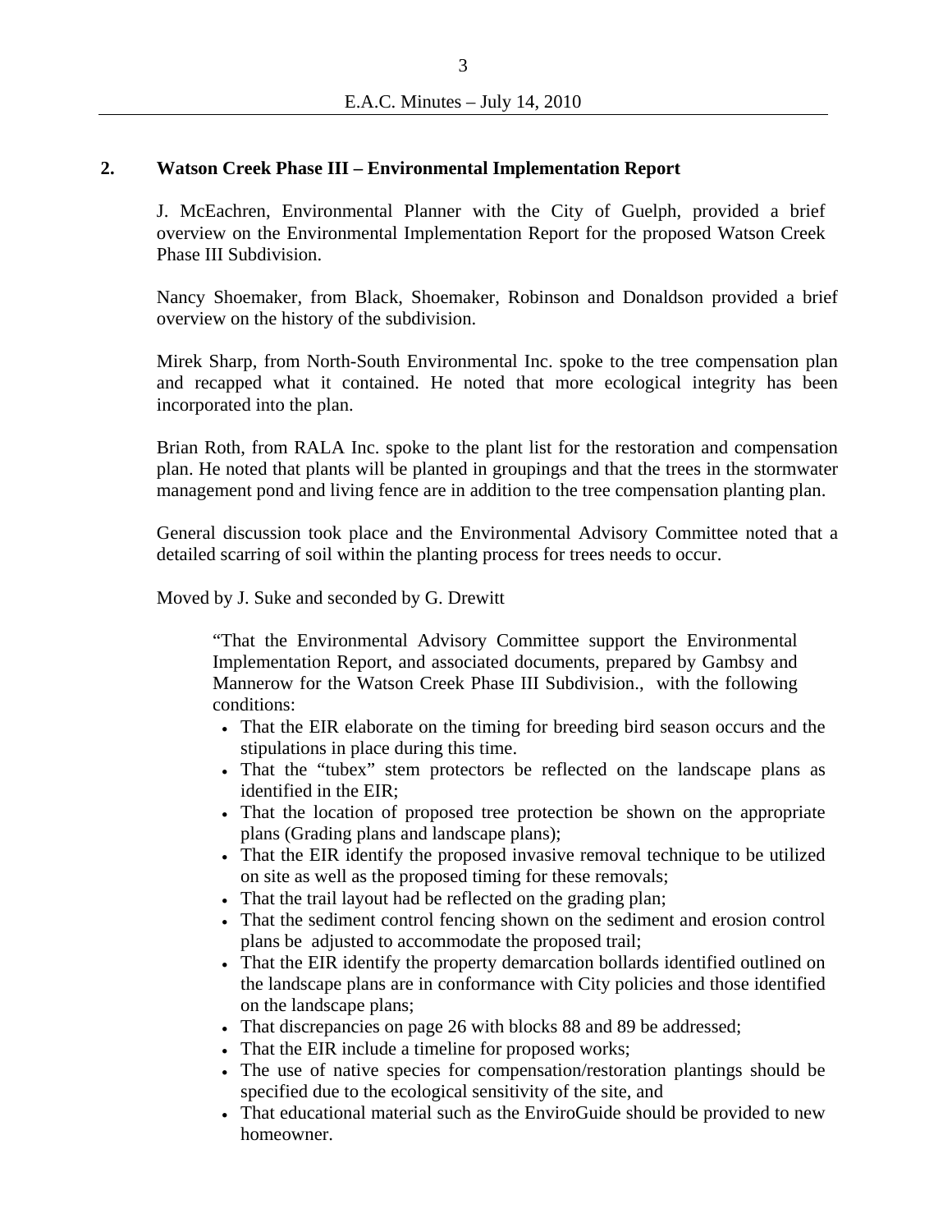## 2. Watson Creek Phase III – Environmental Implementation Report

J. McEachren, Environmental Planner with the City of Guelph, provided a brief overview on the Environmental Implementation Report for the proposed Watson Creek Phase III Subdivision.

Nancy Shoemaker, from Black, Shoemaker, Robinson and Donaldson provided a brief overview on the history of the subdivision.

Mirek Sharp, from North-South Environmental Inc. spoke to the tree compensation plan and recapped what it contained. He noted that more ecological integrity has been incorporated into the plan.

Brian Roth, from RALA Inc. spoke to the plant list for the restoration and compensation plan. He noted that plants will be planted in groupings and that the trees in the stormwater management pond and living fence are in addition to the tree compensation planting plan.

General discussion took place and the Environmental Advisory Committee noted that a detailed scarring of soil within the planting process for trees needs to occur.

Moved by J. Suke and seconded by G. Drewitt

> "That the Environmental Advisory Committee support the Environmental Implementation Report, and associated documents, prepared by Gambsy and Mannerow for the Watson Creek Phase III Subdivision., with the following conditions:
>
> - That the EIR elaborate on the timing for breeding bird season occurs and the stipulations in place during this time.
> - That the "tubex" stem protectors be reflected on the landscape plans as identified in the EIR;
> - That the location of proposed tree protection be shown on the appropriate plans (Grading plans and landscape plans);
> - That the EIR identify the proposed invasive removal technique to be utilized on site as well as the proposed timing for these removals;
> - That the trail layout had be reflected on the grading plan;
> - That the sediment control fencing shown on the sediment and erosion control plans be adjusted to accommodate the proposed trail;
> - That the EIR identify the property demarcation bollards identified outlined on the landscape plans are in conformance with City policies and those identified on the landscape plans;
> - That discrepancies on page 26 with blocks 88 and 89 be addressed;
> - That the EIR include a timeline for proposed works;
> - The use of native species for compensation/restoration plantings should be specified due to the ecological sensitivity of the site, and
> - That educational material such as the EnviroGuide should be provided to new homeowner.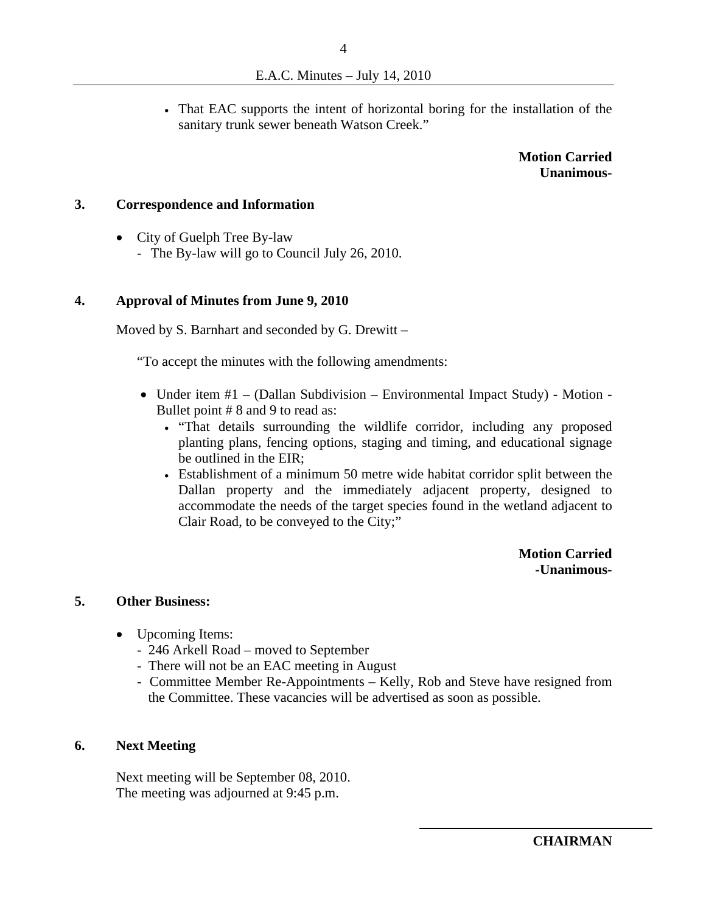- That EAC supports the intent of horizontal boring for the installation of the sanitary trunk sewer beneath Watson Creek."

**Motion Carried**
**Unanimous-**

## 3. Correspondence and Information

- City of Guelph Tree By-law
  - The By-law will go to Council July 26, 2010.

## 4. Approval of Minutes from June 9, 2010

Moved by S. Barnhart and seconded by G. Drewitt –

"To accept the minutes with the following amendments:

- Under item #1 – (Dallan Subdivision – Environmental Impact Study) - Motion - Bullet point # 8 and 9 to read as:
  - "That details surrounding the wildlife corridor, including any proposed planting plans, fencing options, staging and timing, and educational signage be outlined in the EIR;
  - Establishment of a minimum 50 metre wide habitat corridor split between the Dallan property and the immediately adjacent property, designed to accommodate the needs of the target species found in the wetland adjacent to Clair Road, to be conveyed to the City;"

**Motion Carried**
**-Unanimous-**

## 5. Other Business:

- Upcoming Items:
  - 246 Arkell Road – moved to September
  - There will not be an EAC meeting in August
  - Committee Member Re-Appointments – Kelly, Rob and Steve have resigned from the Committee. These vacancies will be advertised as soon as possible.

## 6. Next Meeting

Next meeting will be September 08, 2010.
The meeting was adjourned at 9:45 p.m.

**CHAIRMAN**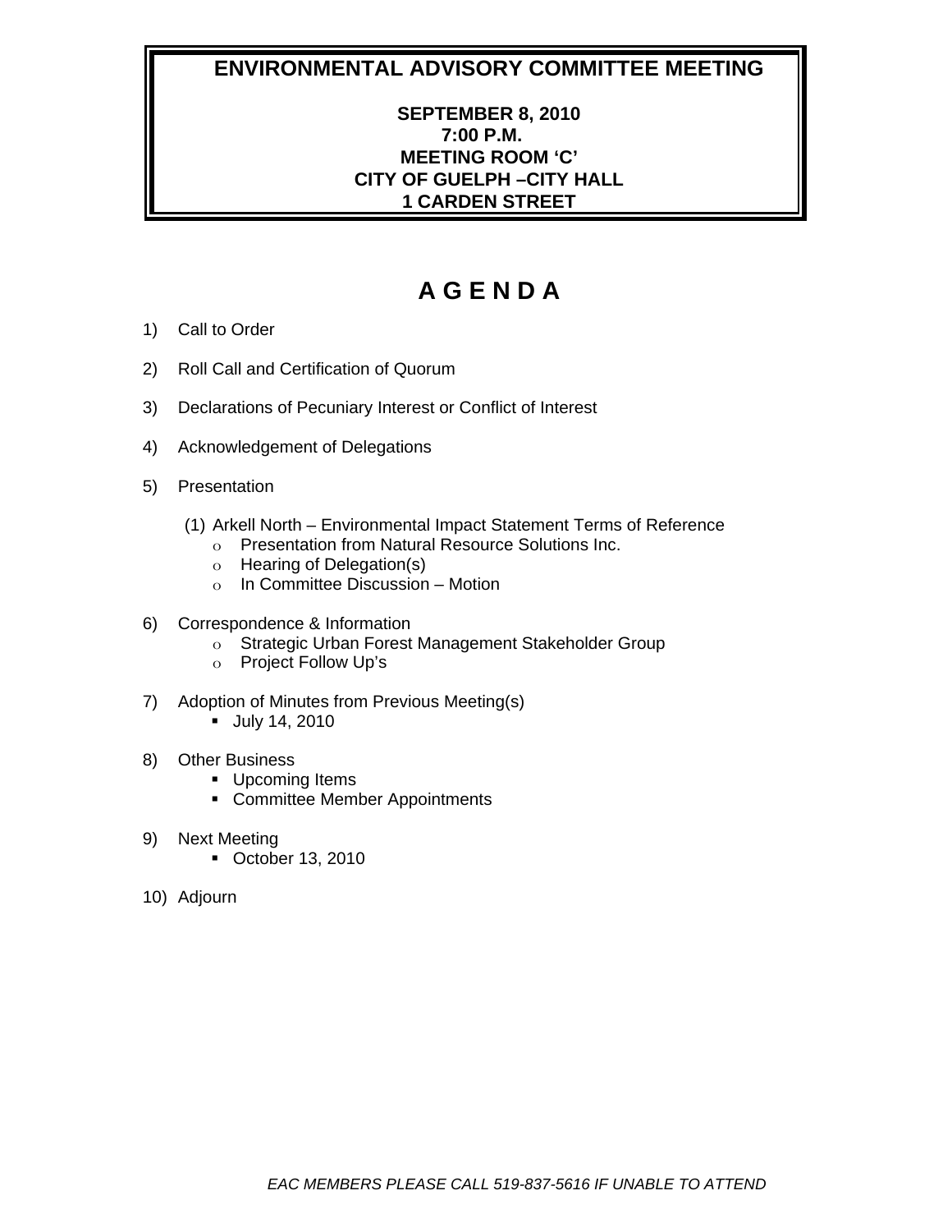# ENVIRONMENTAL ADVISORY COMMITTEE MEETING

**SEPTEMBER 8, 2010**
**7:00 P.M.**
**MEETING ROOM 'C'**
**CITY OF GUELPH –CITY HALL**
**1 CARDEN STREET**

# A G E N D A

1) Call to Order

2) Roll Call and Certification of Quorum

3) Declarations of Pecuniary Interest or Conflict of Interest

4) Acknowledgement of Delegations

5) Presentation

   (1) Arkell North – Environmental Impact Statement Terms of Reference
   - Presentation from Natural Resource Solutions Inc.
   - Hearing of Delegation(s)
   - In Committee Discussion – Motion

6) Correspondence & Information
   - Strategic Urban Forest Management Stakeholder Group
   - Project Follow Up's

7) Adoption of Minutes from Previous Meeting(s)
   - July 14, 2010

8) Other Business
   - Upcoming Items
   - Committee Member Appointments

9) Next Meeting
   - October 13, 2010

10) Adjourn

*EAC MEMBERS PLEASE CALL 519-837-5616 IF UNABLE TO ATTEND*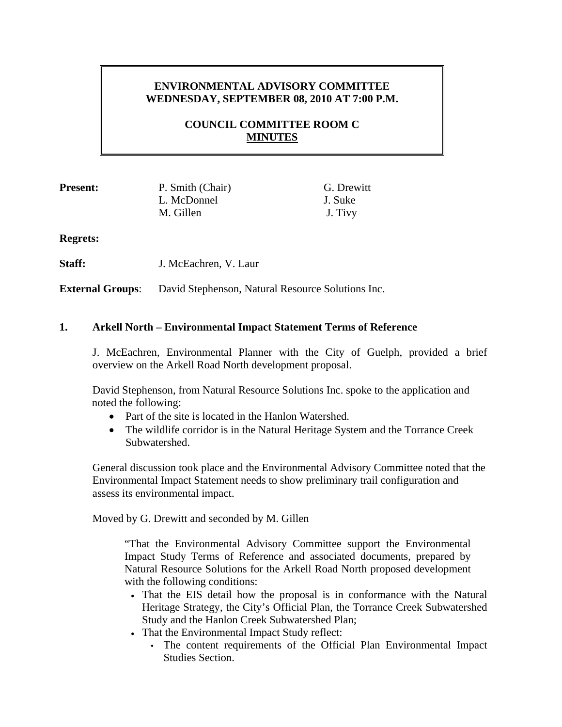# ENVIRONMENTAL ADVISORY COMMITTEE
# WEDNESDAY, SEPTEMBER 08, 2010 AT 7:00 P.M.

## COUNCIL COMMITTEE ROOM C
## MINUTES

| **Present:** | P. Smith (Chair) | G. Drewitt |
|---|---|---|
| | L. McDonnel | J. Suke |
| | M. Gillen | J. Tivy |

**Regrets:**

**Staff:** J. McEachren, V. Laur

**External Groups**: David Stephenson, Natural Resource Solutions Inc.

### 1. Arkell North – Environmental Impact Statement Terms of Reference

J. McEachren, Environmental Planner with the City of Guelph, provided a brief overview on the Arkell Road North development proposal.

David Stephenson, from Natural Resource Solutions Inc. spoke to the application and noted the following:

- Part of the site is located in the Hanlon Watershed.
- The wildlife corridor is in the Natural Heritage System and the Torrance Creek Subwatershed.

General discussion took place and the Environmental Advisory Committee noted that the Environmental Impact Statement needs to show preliminary trail configuration and assess its environmental impact.

Moved by G. Drewitt and seconded by M. Gillen

> "That the Environmental Advisory Committee support the Environmental Impact Study Terms of Reference and associated documents, prepared by Natural Resource Solutions for the Arkell Road North proposed development with the following conditions:
>
> - That the EIS detail how the proposal is in conformance with the Natural Heritage Strategy, the City's Official Plan, the Torrance Creek Subwatershed Study and the Hanlon Creek Subwatershed Plan;
> - That the Environmental Impact Study reflect:
>   - The content requirements of the Official Plan Environmental Impact Studies Section.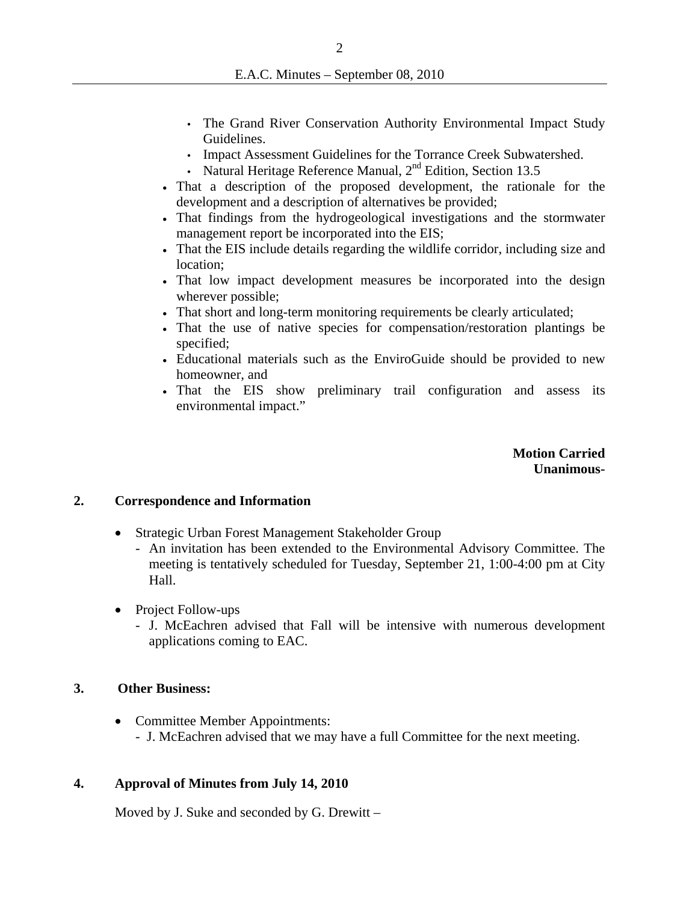- The Grand River Conservation Authority Environmental Impact Study Guidelines.
    - Impact Assessment Guidelines for the Torrance Creek Subwatershed.
    - Natural Heritage Reference Manual, 2nd Edition, Section 13.5
- That a description of the proposed development, the rationale for the development and a description of alternatives be provided;
- That findings from the hydrogeological investigations and the stormwater management report be incorporated into the EIS;
- That the EIS include details regarding the wildlife corridor, including size and location;
- That low impact development measures be incorporated into the design wherever possible;
- That short and long-term monitoring requirements be clearly articulated;
- That the use of native species for compensation/restoration plantings be specified;
- Educational materials such as the EnviroGuide should be provided to new homeowner, and
- That the EIS show preliminary trail configuration and assess its environmental impact."

**Motion Carried**
**Unanimous-**

## 2. Correspondence and Information

- Strategic Urban Forest Management Stakeholder Group
    - An invitation has been extended to the Environmental Advisory Committee. The meeting is tentatively scheduled for Tuesday, September 21, 1:00-4:00 pm at City Hall.

- Project Follow-ups
    - J. McEachren advised that Fall will be intensive with numerous development applications coming to EAC.

## 3. Other Business:

- Committee Member Appointments:
    - J. McEachren advised that we may have a full Committee for the next meeting.

## 4. Approval of Minutes from July 14, 2010

Moved by J. Suke and seconded by G. Drewitt –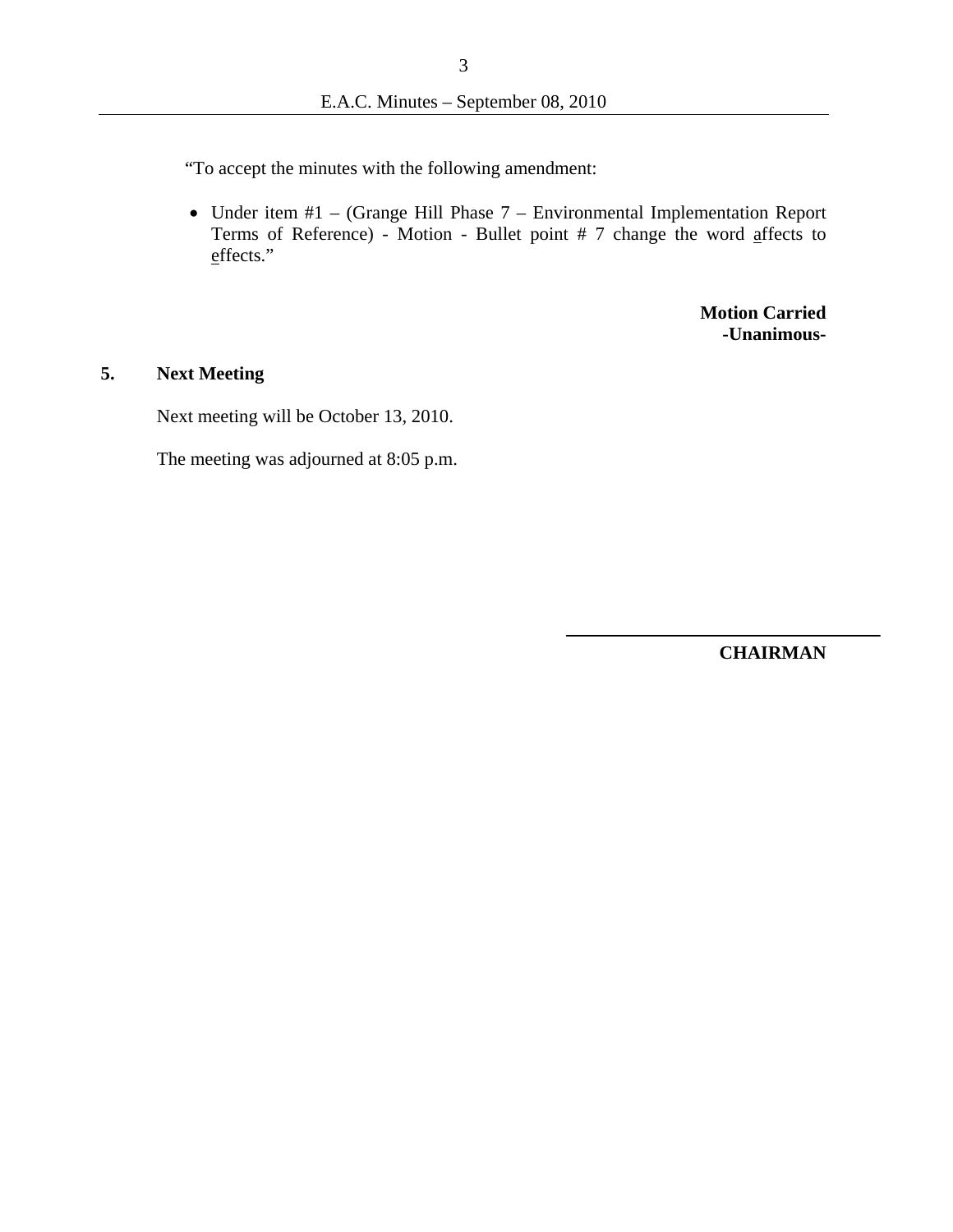"To accept the minutes with the following amendment:

- Under item #1 – (Grange Hill Phase 7 – Environmental Implementation Report Terms of Reference) - Motion - Bullet point # 7 change the word <u>a</u>ffects to <u>e</u>ffects."

**Motion Carried**
**-Unanimous-**

## 5. Next Meeting

Next meeting will be October 13, 2010.

The meeting was adjourned at 8:05 p.m.

\_\_\_\_\_\_\_\_\_\_\_\_\_\_\_\_\_\_\_\_\_\_\_\_\_\_\_\_\_\_

**CHAIRMAN**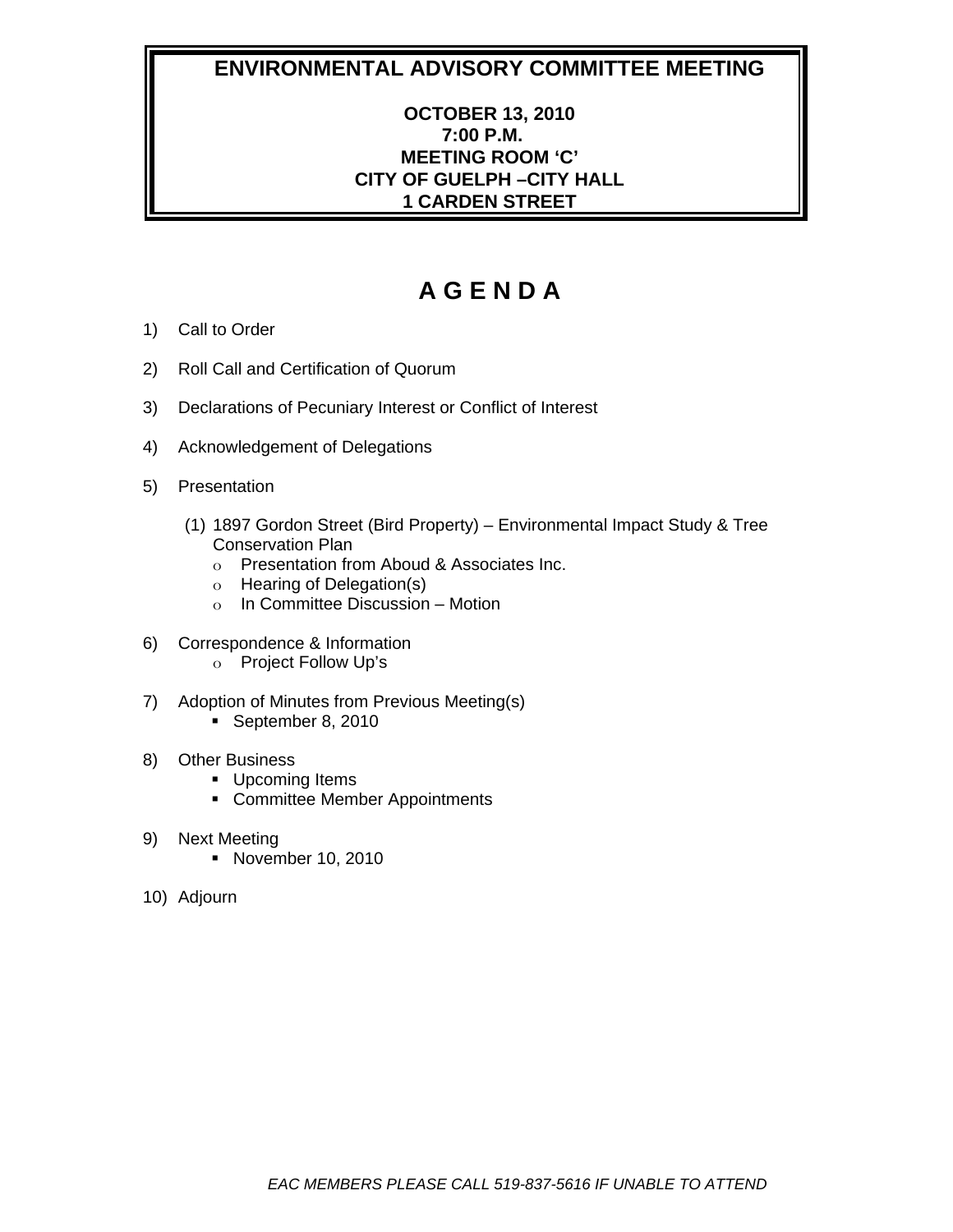# ENVIRONMENTAL ADVISORY COMMITTEE MEETING

**OCTOBER 13, 2010**
**7:00 P.M.**
**MEETING ROOM 'C'**
**CITY OF GUELPH –CITY HALL**
**1 CARDEN STREET**

# A G E N D A

1) Call to Order

2) Roll Call and Certification of Quorum

3) Declarations of Pecuniary Interest or Conflict of Interest

4) Acknowledgement of Delegations

5) Presentation

   (1) 1897 Gordon Street (Bird Property) – Environmental Impact Study & Tree Conservation Plan
   - Presentation from Aboud & Associates Inc.
   - Hearing of Delegation(s)
   - In Committee Discussion – Motion

6) Correspondence & Information
   - Project Follow Up's

7) Adoption of Minutes from Previous Meeting(s)
   - September 8, 2010

8) Other Business
   - Upcoming Items
   - Committee Member Appointments

9) Next Meeting
   - November 10, 2010

10) Adjourn

*EAC MEMBERS PLEASE CALL 519-837-5616 IF UNABLE TO ATTEND*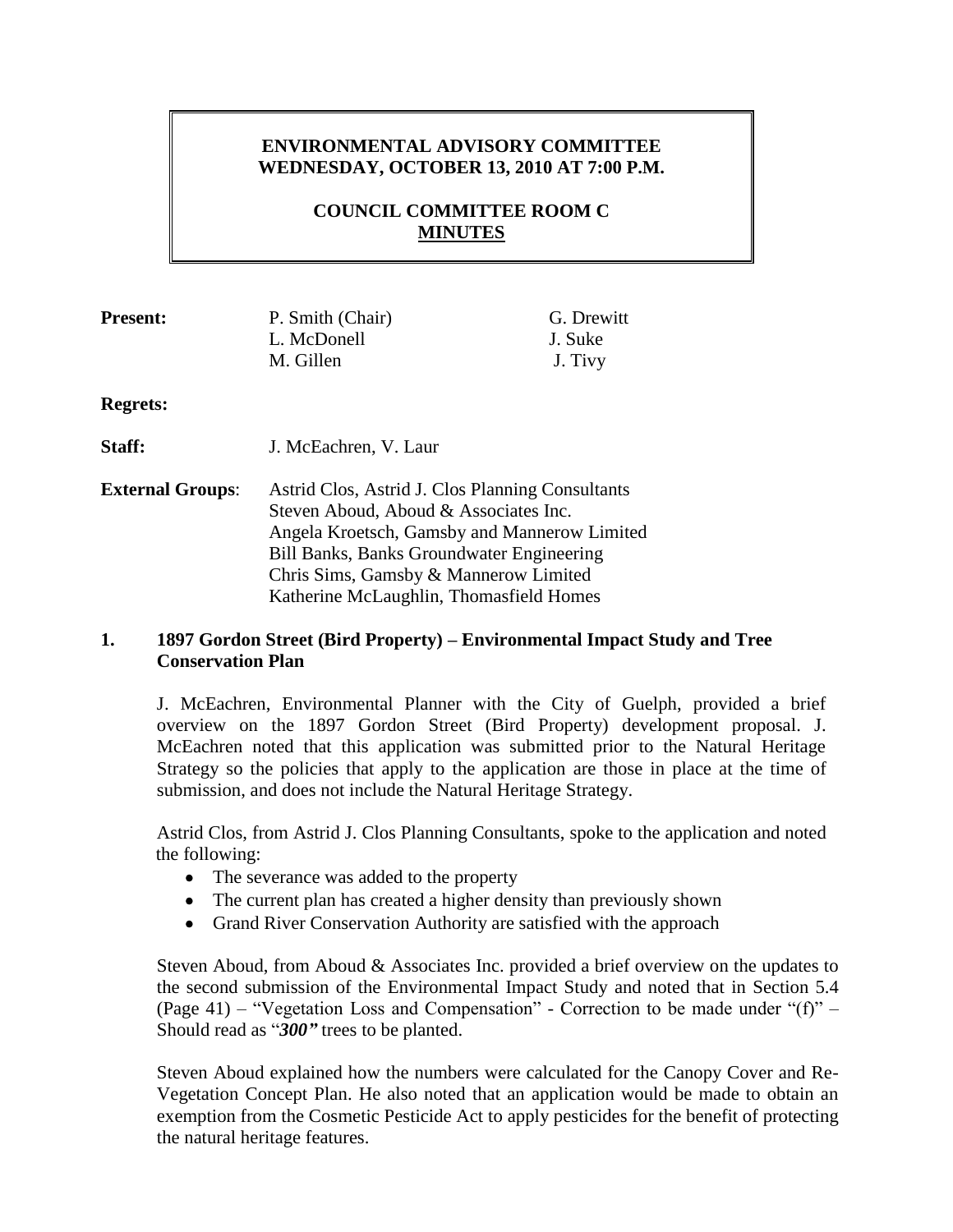**ENVIRONMENTAL ADVISORY COMMITTEE**
**WEDNESDAY, OCTOBER 13, 2010 AT 7:00 P.M.**

**COUNCIL COMMITTEE ROOM C**
**MINUTES**

| | | |
|---|---|---|
| **Present:** | P. Smith (Chair) | G. Drewitt |
| | L. McDonell | J. Suke |
| | M. Gillen | J. Tivy |

**Regrets:**

**Staff:** J. McEachren, V. Laur

**External Groups**: Astrid Clos, Astrid J. Clos Planning Consultants
Steven Aboud, Aboud & Associates Inc.
Angela Kroetsch, Gamsby and Mannerow Limited
Bill Banks, Banks Groundwater Engineering
Chris Sims, Gamsby & Mannerow Limited
Katherine McLaughlin, Thomasfield Homes

## 1. 1897 Gordon Street (Bird Property) – Environmental Impact Study and Tree Conservation Plan

J. McEachren, Environmental Planner with the City of Guelph, provided a brief overview on the 1897 Gordon Street (Bird Property) development proposal. J. McEachren noted that this application was submitted prior to the Natural Heritage Strategy so the policies that apply to the application are those in place at the time of submission, and does not include the Natural Heritage Strategy.

Astrid Clos, from Astrid J. Clos Planning Consultants, spoke to the application and noted the following:

- The severance was added to the property
- The current plan has created a higher density than previously shown
- Grand River Conservation Authority are satisfied with the approach

Steven Aboud, from Aboud & Associates Inc. provided a brief overview on the updates to the second submission of the Environmental Impact Study and noted that in Section 5.4 (Page 41) – "Vegetation Loss and Compensation" - Correction to be made under "(f)" – Should read as "***300"*** trees to be planted.

Steven Aboud explained how the numbers were calculated for the Canopy Cover and Re-Vegetation Concept Plan. He also noted that an application would be made to obtain an exemption from the Cosmetic Pesticide Act to apply pesticides for the benefit of protecting the natural heritage features.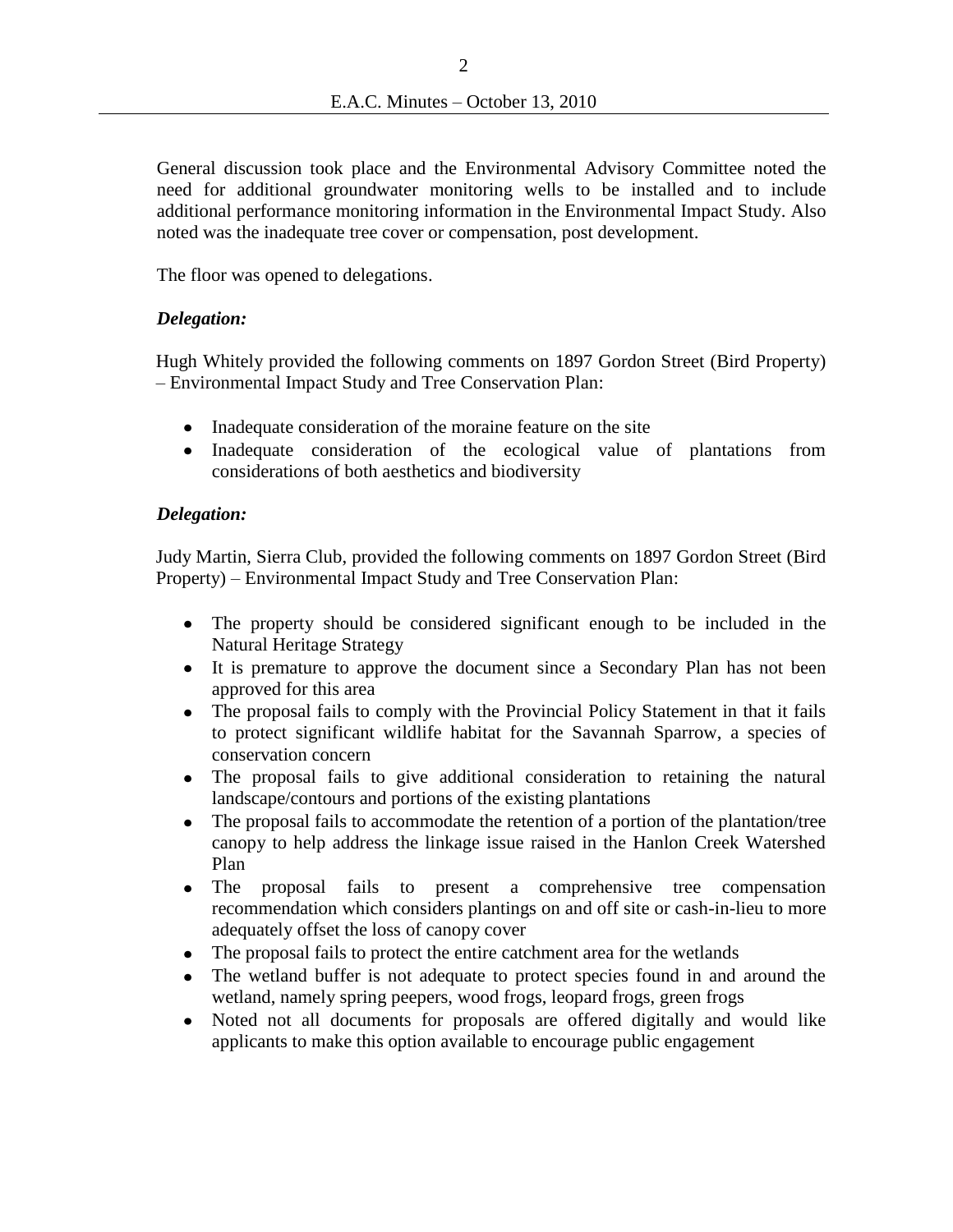General discussion took place and the Environmental Advisory Committee noted the need for additional groundwater monitoring wells to be installed and to include additional performance monitoring information in the Environmental Impact Study. Also noted was the inadequate tree cover or compensation, post development.

The floor was opened to delegations.

***Delegation:***

Hugh Whitely provided the following comments on 1897 Gordon Street (Bird Property) – Environmental Impact Study and Tree Conservation Plan:

- Inadequate consideration of the moraine feature on the site
- Inadequate consideration of the ecological value of plantations from considerations of both aesthetics and biodiversity

***Delegation:***

Judy Martin, Sierra Club, provided the following comments on 1897 Gordon Street (Bird Property) – Environmental Impact Study and Tree Conservation Plan:

- The property should be considered significant enough to be included in the Natural Heritage Strategy
- It is premature to approve the document since a Secondary Plan has not been approved for this area
- The proposal fails to comply with the Provincial Policy Statement in that it fails to protect significant wildlife habitat for the Savannah Sparrow, a species of conservation concern
- The proposal fails to give additional consideration to retaining the natural landscape/contours and portions of the existing plantations
- The proposal fails to accommodate the retention of a portion of the plantation/tree canopy to help address the linkage issue raised in the Hanlon Creek Watershed Plan
- The proposal fails to present a comprehensive tree compensation recommendation which considers plantings on and off site or cash-in-lieu to more adequately offset the loss of canopy cover
- The proposal fails to protect the entire catchment area for the wetlands
- The wetland buffer is not adequate to protect species found in and around the wetland, namely spring peepers, wood frogs, leopard frogs, green frogs
- Noted not all documents for proposals are offered digitally and would like applicants to make this option available to encourage public engagement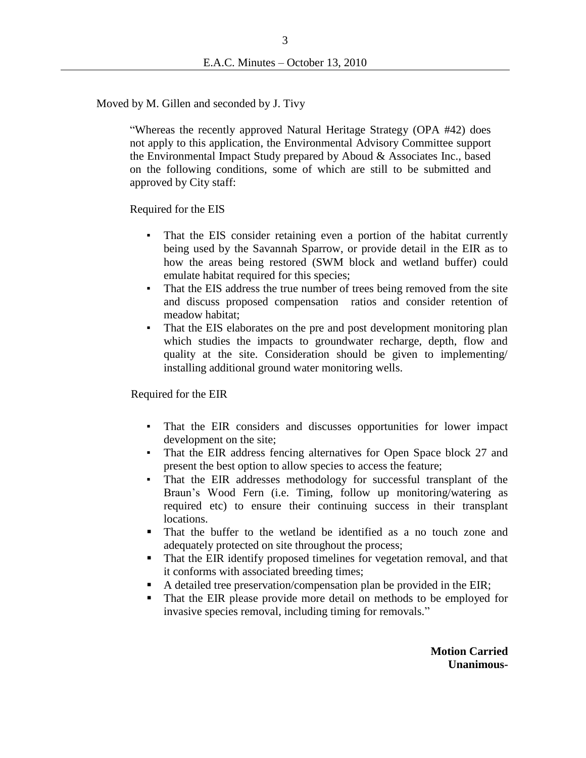Moved by M. Gillen and seconded by J. Tivy

"Whereas the recently approved Natural Heritage Strategy (OPA #42) does not apply to this application, the Environmental Advisory Committee support the Environmental Impact Study prepared by Aboud & Associates Inc., based on the following conditions, some of which are still to be submitted and approved by City staff:

Required for the EIS

- That the EIS consider retaining even a portion of the habitat currently being used by the Savannah Sparrow, or provide detail in the EIR as to how the areas being restored (SWM block and wetland buffer) could emulate habitat required for this species;
- That the EIS address the true number of trees being removed from the site and discuss proposed compensation ratios and consider retention of meadow habitat;
- That the EIS elaborates on the pre and post development monitoring plan which studies the impacts to groundwater recharge, depth, flow and quality at the site. Consideration should be given to implementing/ installing additional ground water monitoring wells.

Required for the EIR

- That the EIR considers and discusses opportunities for lower impact development on the site;
- That the EIR address fencing alternatives for Open Space block 27 and present the best option to allow species to access the feature;
- That the EIR addresses methodology for successful transplant of the Braun's Wood Fern (i.e. Timing, follow up monitoring/watering as required etc) to ensure their continuing success in their transplant locations.
- That the buffer to the wetland be identified as a no touch zone and adequately protected on site throughout the process;
- That the EIR identify proposed timelines for vegetation removal, and that it conforms with associated breeding times;
- A detailed tree preservation/compensation plan be provided in the EIR;
- That the EIR please provide more detail on methods to be employed for invasive species removal, including timing for removals."

**Motion Carried**
**Unanimous-**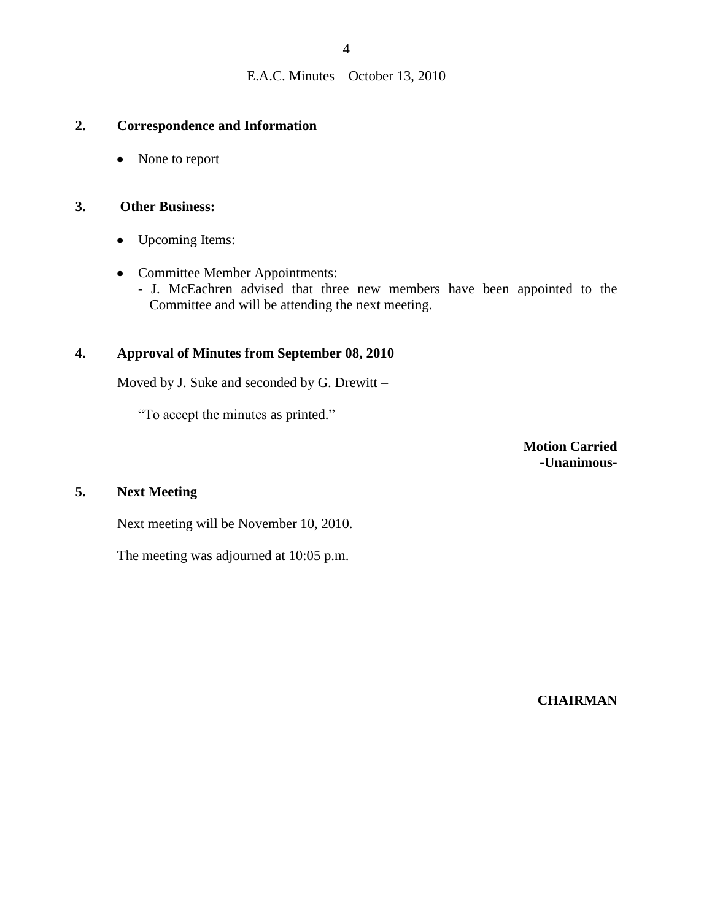## 2. Correspondence and Information

- None to report

## 3. Other Business:

- Upcoming Items:
- Committee Member Appointments:
  - J. McEachren advised that three new members have been appointed to the Committee and will be attending the next meeting.

## 4. Approval of Minutes from September 08, 2010

Moved by J. Suke and seconded by G. Drewitt –

"To accept the minutes as printed."

**Motion Carried**
**-Unanimous-**

## 5. Next Meeting

Next meeting will be November 10, 2010.

The meeting was adjourned at 10:05 p.m.

______________________________

**CHAIRMAN**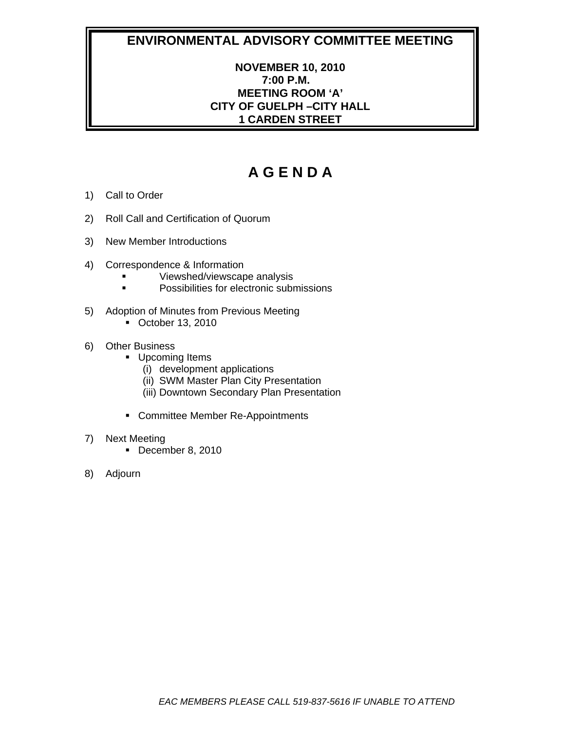# ENVIRONMENTAL ADVISORY COMMITTEE MEETING

**NOVEMBER 10, 2010**
**7:00 P.M.**
**MEETING ROOM 'A'**
**CITY OF GUELPH –CITY HALL**
**1 CARDEN STREET**

## A G E N D A

1) Call to Order

2) Roll Call and Certification of Quorum

3) New Member Introductions

4) Correspondence & Information
   - Viewshed/viewscape analysis
   - Possibilities for electronic submissions

5) Adoption of Minutes from Previous Meeting
   - October 13, 2010

6) Other Business
   - Upcoming Items
     (i) development applications
     (ii) SWM Master Plan City Presentation
     (iii) Downtown Secondary Plan Presentation

   - Committee Member Re-Appointments

7) Next Meeting
   - December 8, 2010

8) Adjourn

*EAC MEMBERS PLEASE CALL 519-837-5616 IF UNABLE TO ATTEND*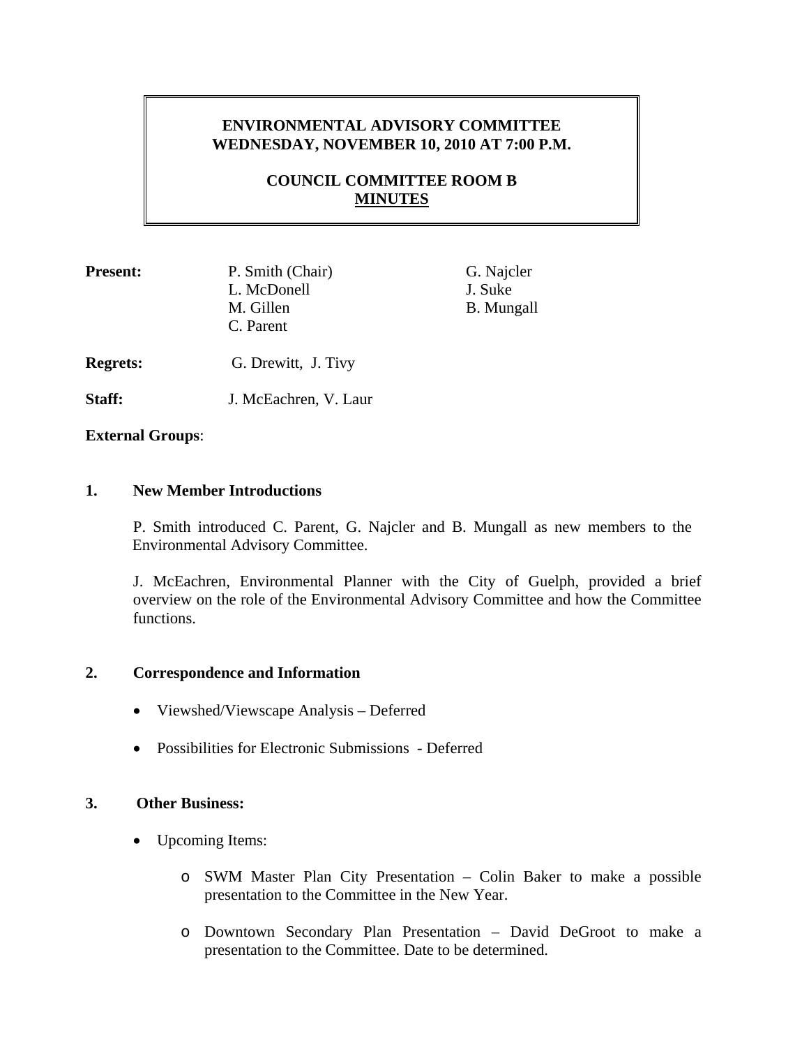**ENVIRONMENTAL ADVISORY COMMITTEE**
**WEDNESDAY, NOVEMBER 10, 2010 AT 7:00 P.M.**

**COUNCIL COMMITTEE ROOM B**
**MINUTES**

**Present:** P. Smith (Chair), L. McDonell, M. Gillen, C. Parent, G. Najcler, J. Suke, B. Mungall

**Regrets:** G. Drewitt, J. Tivy

**Staff:** J. McEachren, V. Laur

**External Groups**:

## 1. New Member Introductions

P. Smith introduced C. Parent, G. Najcler and B. Mungall as new members to the Environmental Advisory Committee.

J. McEachren, Environmental Planner with the City of Guelph, provided a brief overview on the role of the Environmental Advisory Committee and how the Committee functions.

## 2. Correspondence and Information

- Viewshed/Viewscape Analysis – Deferred
- Possibilities for Electronic Submissions - Deferred

## 3. Other Business:

- Upcoming Items:
  - SWM Master Plan City Presentation – Colin Baker to make a possible presentation to the Committee in the New Year.
  - Downtown Secondary Plan Presentation – David DeGroot to make a presentation to the Committee. Date to be determined.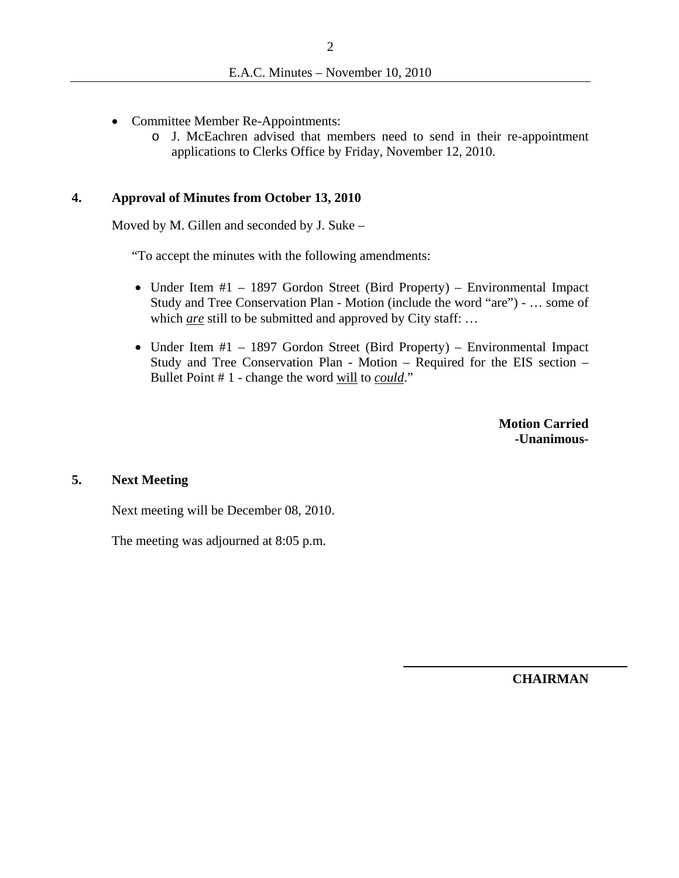- Committee Member Re-Appointments:
  - J. McEachren advised that members need to send in their re-appointment applications to Clerks Office by Friday, November 12, 2010.

## 4. Approval of Minutes from October 13, 2010

Moved by M. Gillen and seconded by J. Suke –

"To accept the minutes with the following amendments:

- Under Item #1 – 1897 Gordon Street (Bird Property) – Environmental Impact Study and Tree Conservation Plan - Motion (include the word "are") - … some of which ***are*** still to be submitted and approved by City staff: …
- Under Item #1 – 1897 Gordon Street (Bird Property) – Environmental Impact Study and Tree Conservation Plan - Motion – Required for the EIS section – Bullet Point # 1 - change the word will to ***could***."

**Motion Carried**
**-Unanimous-**

## 5. Next Meeting

Next meeting will be December 08, 2010.

The meeting was adjourned at 8:05 p.m.

______________________________
**CHAIRMAN**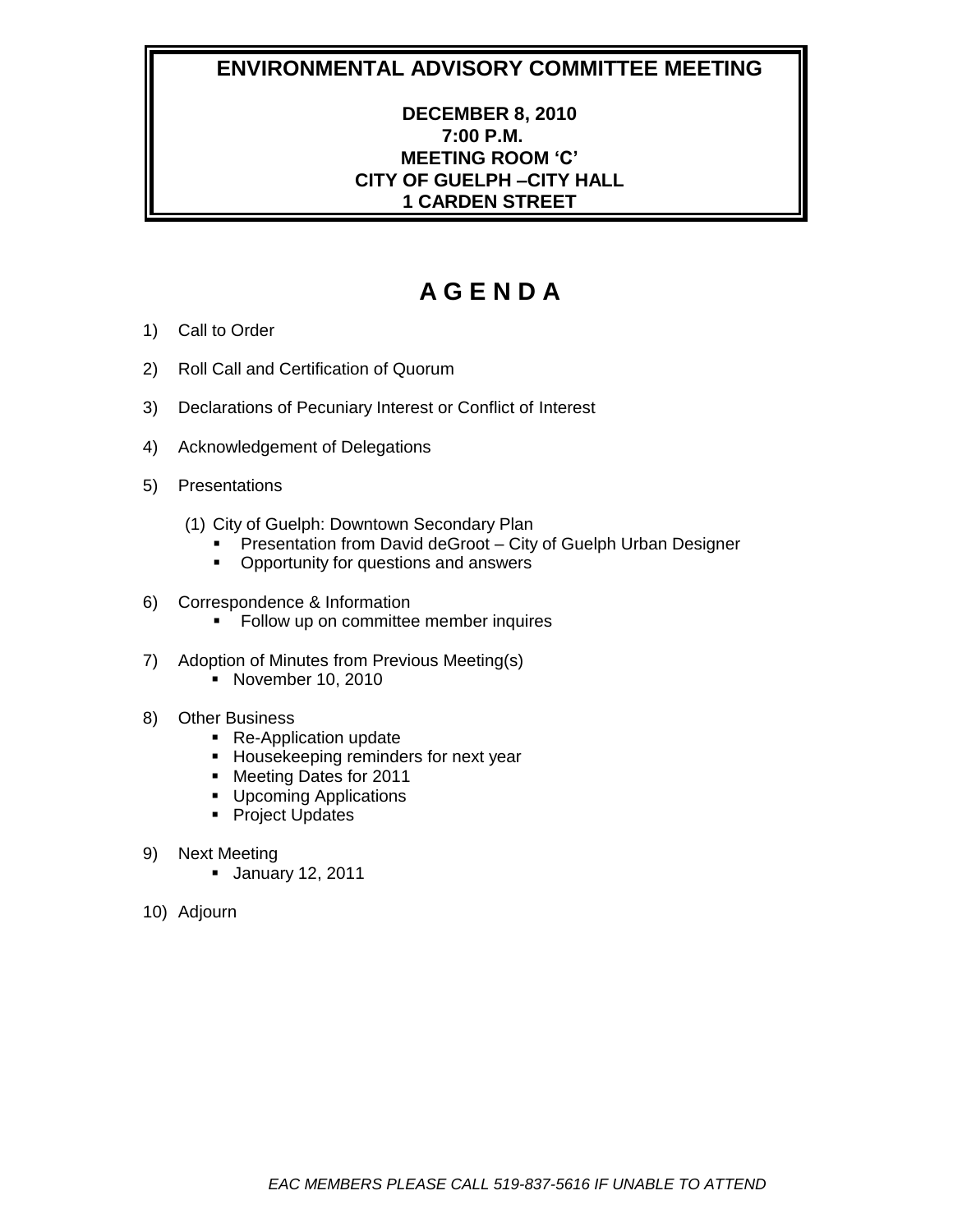# ENVIRONMENTAL ADVISORY COMMITTEE MEETING

**DECEMBER 8, 2010**
**7:00 P.M.**
**MEETING ROOM 'C'**
**CITY OF GUELPH –CITY HALL**
**1 CARDEN STREET**

## A G E N D A

1) Call to Order

2) Roll Call and Certification of Quorum

3) Declarations of Pecuniary Interest or Conflict of Interest

4) Acknowledgement of Delegations

5) Presentations

   (1) City of Guelph: Downtown Secondary Plan
   - Presentation from David deGroot – City of Guelph Urban Designer
   - Opportunity for questions and answers

6) Correspondence & Information
   - Follow up on committee member inquires

7) Adoption of Minutes from Previous Meeting(s)
   - November 10, 2010

8) Other Business
   - Re-Application update
   - Housekeeping reminders for next year
   - Meeting Dates for 2011
   - Upcoming Applications
   - Project Updates

9) Next Meeting
   - January 12, 2011

10) Adjourn

*EAC MEMBERS PLEASE CALL 519-837-5616 IF UNABLE TO ATTEND*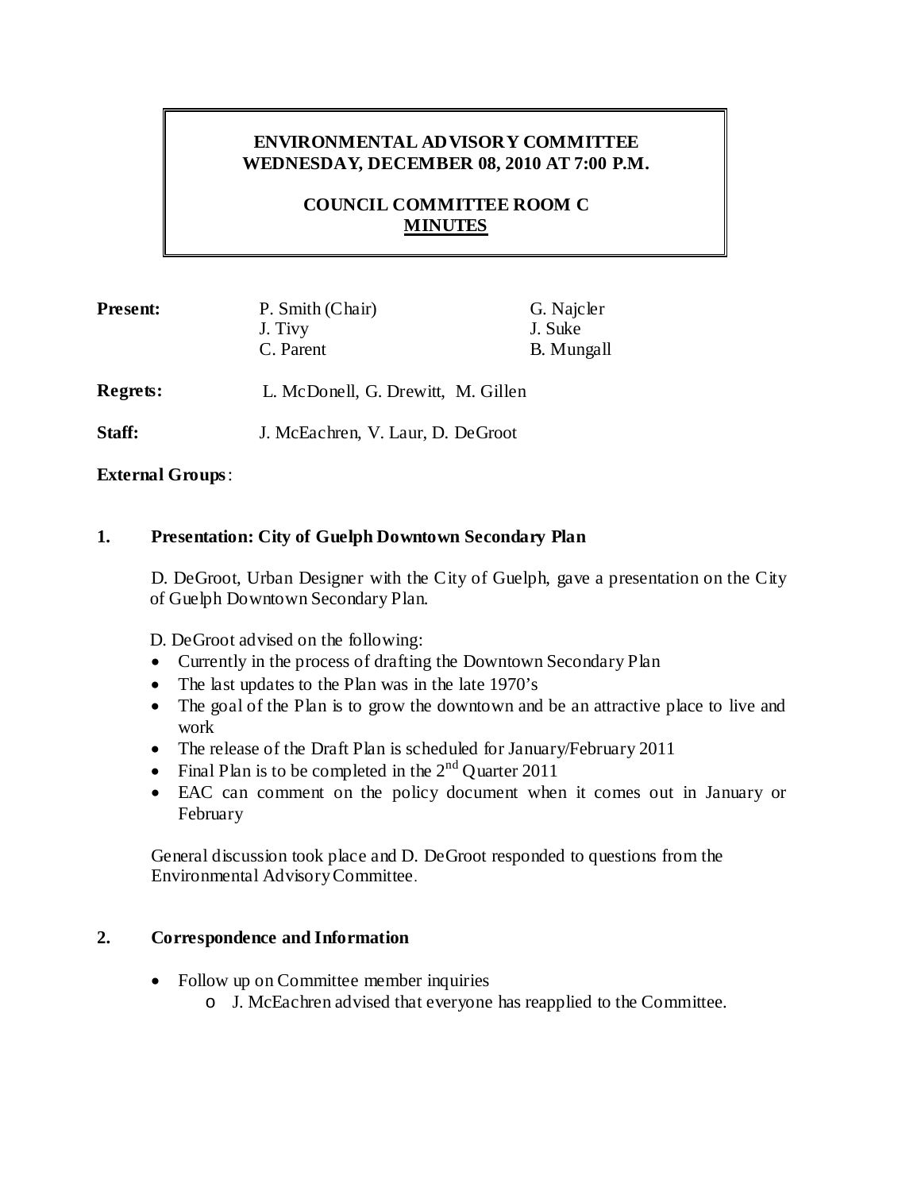# ENVIRONMENTAL ADVISORY COMMITTEE
## WEDNESDAY, DECEMBER 08, 2010 AT 7:00 P.M.

## COUNCIL COMMITTEE ROOM C
## MINUTES

| | | |
|---|---|---|
| **Present:** | P. Smith (Chair) | G. Najcler |
| | J. Tivy | J. Suke |
| | C. Parent | B. Mungall |

**Regrets:** L. McDonell, G. Drewitt, M. Gillen

**Staff:** J. McEachren, V. Laur, D. DeGroot

**External Groups**:

### 1. Presentation: City of Guelph Downtown Secondary Plan

D. DeGroot, Urban Designer with the City of Guelph, gave a presentation on the City of Guelph Downtown Secondary Plan.

D. DeGroot advised on the following:

- Currently in the process of drafting the Downtown Secondary Plan
- The last updates to the Plan was in the late 1970's
- The goal of the Plan is to grow the downtown and be an attractive place to live and work
- The release of the Draft Plan is scheduled for January/February 2011
- Final Plan is to be completed in the 2nd Quarter 2011
- EAC can comment on the policy document when it comes out in January or February

General discussion took place and D. DeGroot responded to questions from the Environmental Advisory Committee.

### 2. Correspondence and Information

- Follow up on Committee member inquiries
  - J. McEachren advised that everyone has reapplied to the Committee.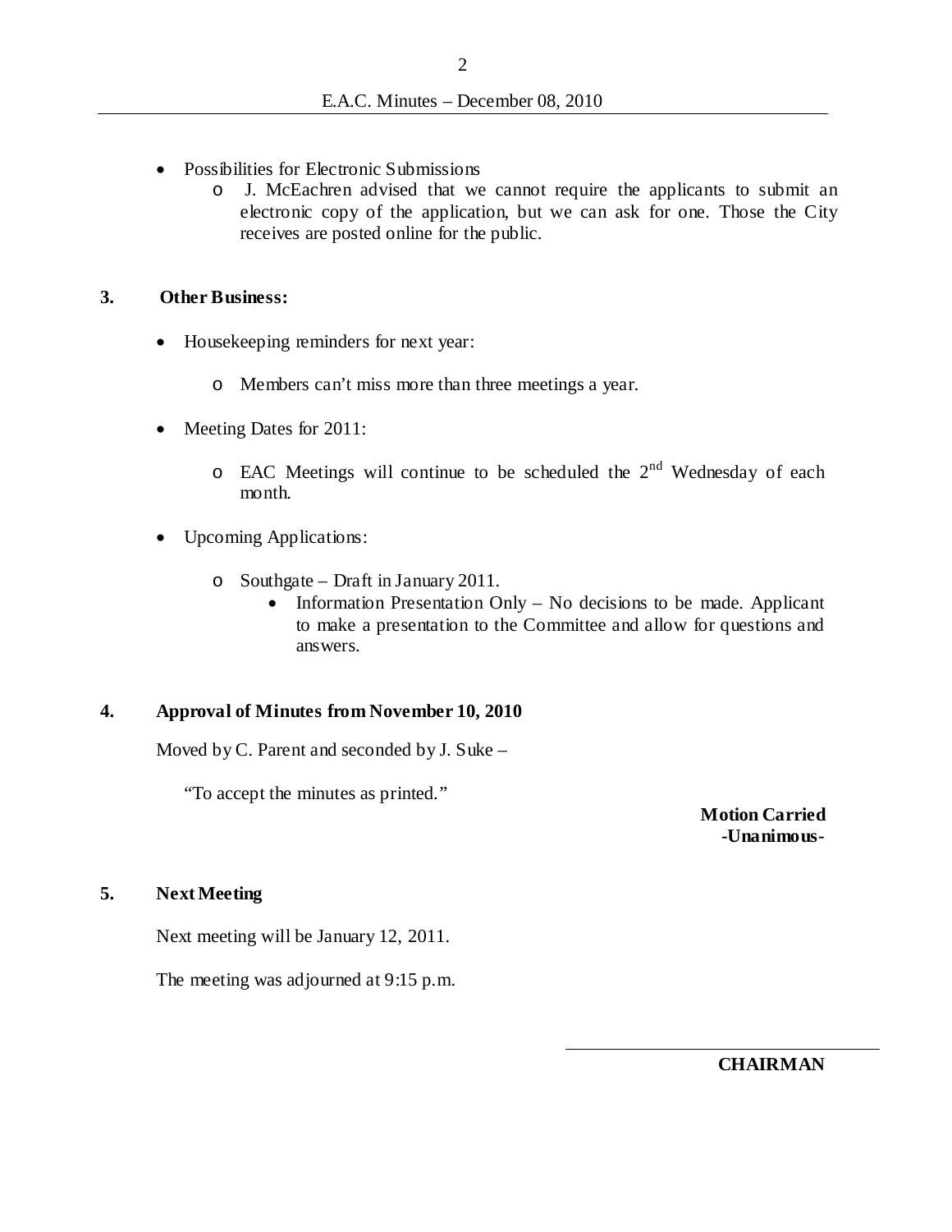- Possibilities for Electronic Submissions
  - J. McEachren advised that we cannot require the applicants to submit an electronic copy of the application, but we can ask for one. Those the City receives are posted online for the public.

## 3. Other Business:

- Housekeeping reminders for next year:
  - Members can't miss more than three meetings a year.
- Meeting Dates for 2011:
  - EAC Meetings will continue to be scheduled the 2nd Wednesday of each month.
- Upcoming Applications:
  - Southgate – Draft in January 2011.
    - Information Presentation Only – No decisions to be made. Applicant to make a presentation to the Committee and allow for questions and answers.

## 4. Approval of Minutes from November 10, 2010

Moved by C. Parent and seconded by J. Suke –

"To accept the minutes as printed."

**Motion Carried**
**-Unanimous-**

## 5. Next Meeting

Next meeting will be January 12, 2011.

The meeting was adjourned at 9:15 p.m.

**CHAIRMAN**